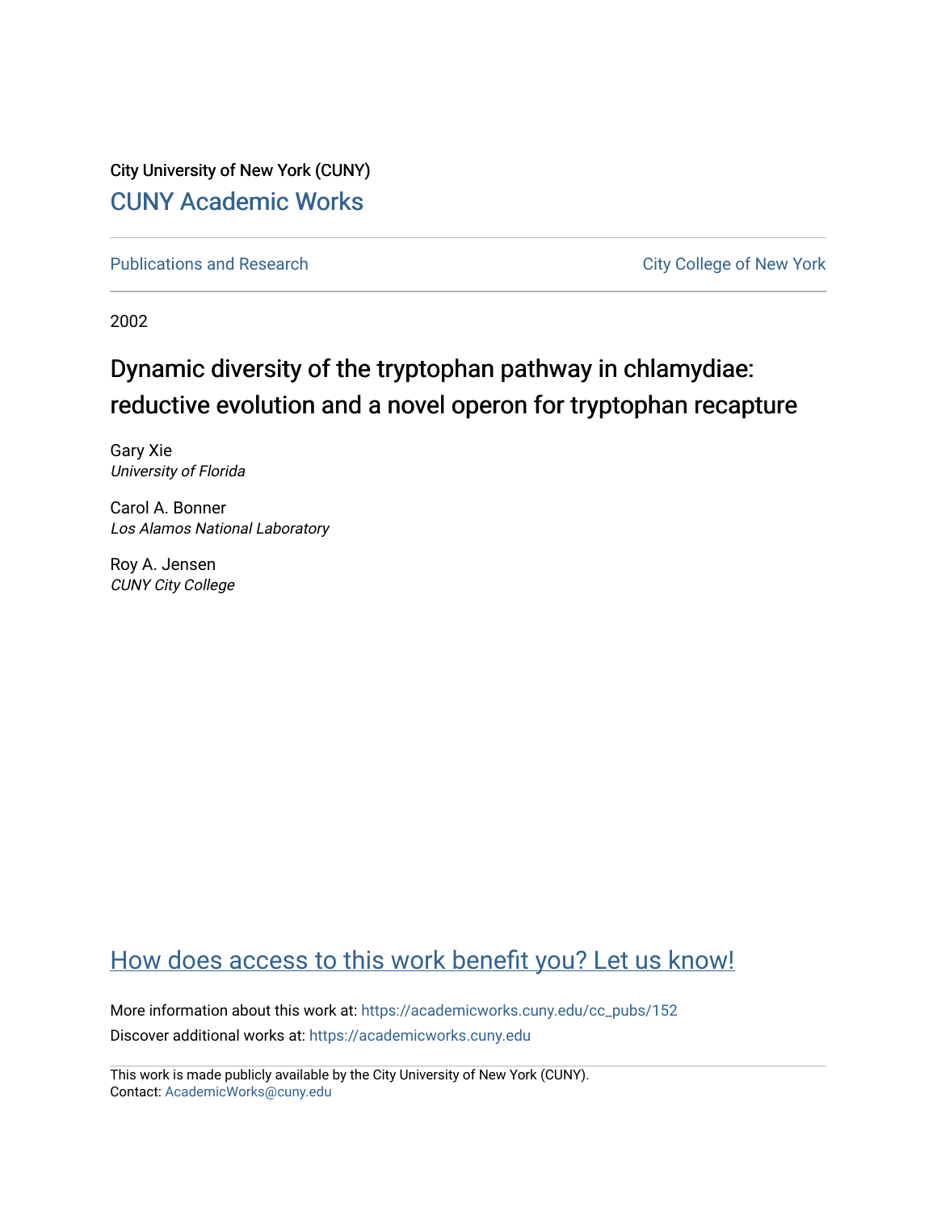City University of New York (CUNY)

[CUNY Academic Works](https://academicworks.cuny.edu)

Publications and Research | City College of New York

2002

# Dynamic diversity of the tryptophan pathway in chlamydiae: reductive evolution and a novel operon for tryptophan recapture

Gary Xie
*University of Florida*

Carol A. Bonner
*Los Alamos National Laboratory*

Roy A. Jensen
*CUNY City College*

How does access to this work benefit you? Let us know!

More information about this work at: https://academicworks.cuny.edu/cc_pubs/152
Discover additional works at: https://academicworks.cuny.edu

This work is made publicly available by the City University of New York (CUNY).
Contact: AcademicWorks@cuny.edu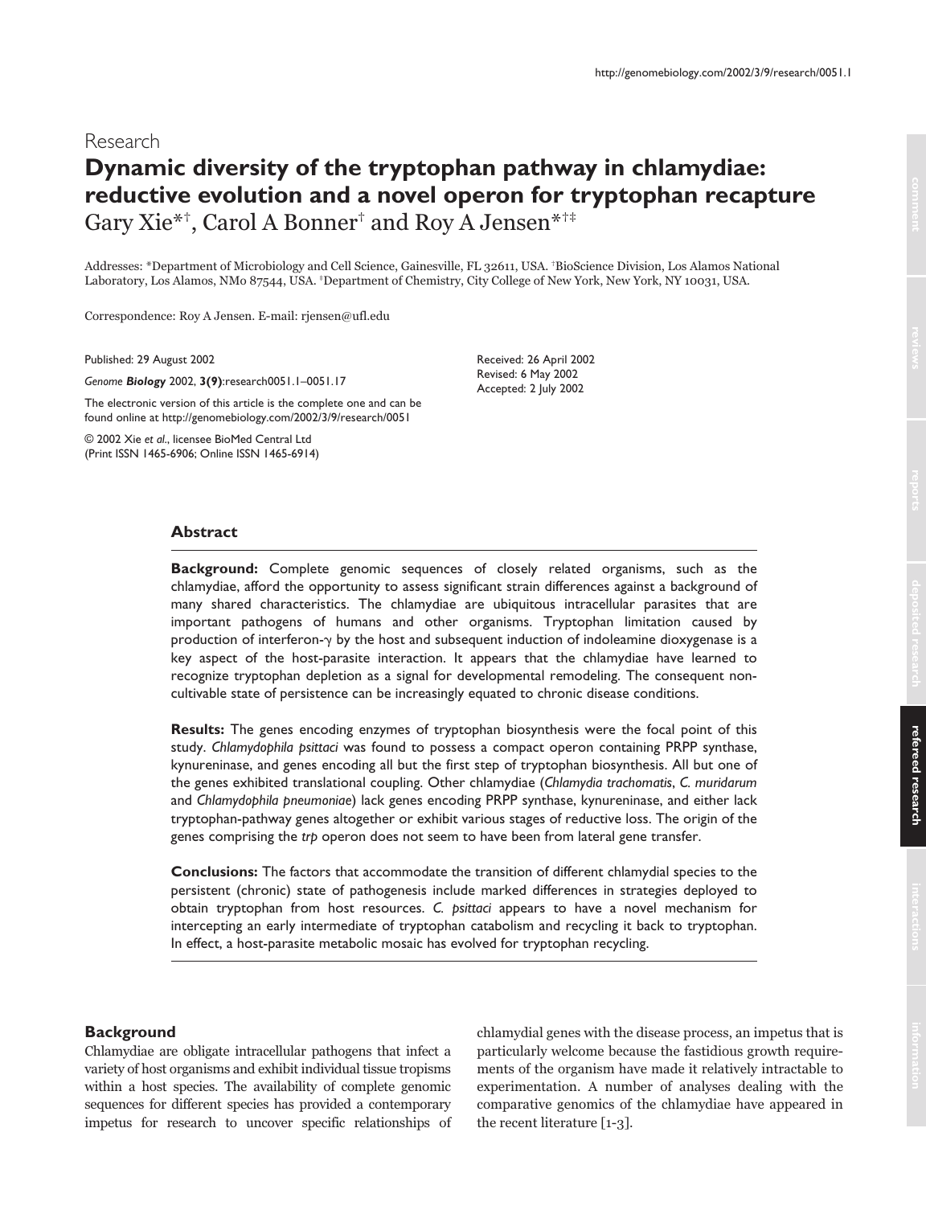## Research

# Dynamic diversity of the tryptophan pathway in chlamydiae: reductive evolution and a novel operon for tryptophan recapture

Gary Xie*†, Carol A Bonner† and Roy A Jensen*†‡

Addresses: *Department of Microbiology and Cell Science, Gainesville, FL 32611, USA. †BioScience Division, Los Alamos National Laboratory, Los Alamos, NM0 87544, USA. ‡Department of Chemistry, City College of New York, New York, NY 10031, USA.

Correspondence: Roy A Jensen. E-mail: rjensen@ufl.edu

Published: 29 August 2002

*Genome **Biology*** 2002, **3(9)**:research0051.1–0051.17

The electronic version of this article is the complete one and can be found online at http://genomebiology.com/2002/3/9/research/0051

© 2002 Xie *et al*., licensee BioMed Central Ltd
(Print ISSN 1465-6906; Online ISSN 1465-6914)

Received: 26 April 2002
Revised: 6 May 2002
Accepted: 2 July 2002

## Abstract

**Background:** Complete genomic sequences of closely related organisms, such as the chlamydiae, afford the opportunity to assess significant strain differences against a background of many shared characteristics. The chlamydiae are ubiquitous intracellular parasites that are important pathogens of humans and other organisms. Tryptophan limitation caused by production of interferon-γ by the host and subsequent induction of indoleamine dioxygenase is a key aspect of the host-parasite interaction. It appears that the chlamydiae have learned to recognize tryptophan depletion as a signal for developmental remodeling. The consequent non-cultivable state of persistence can be increasingly equated to chronic disease conditions.

**Results:** The genes encoding enzymes of tryptophan biosynthesis were the focal point of this study. *Chlamydophila psittaci* was found to possess a compact operon containing PRPP synthase, kynureninase, and genes encoding all but the first step of tryptophan biosynthesis. All but one of the genes exhibited translational coupling. Other chlamydiae (*Chlamydia trachomatis*, *C. muridarum* and *Chlamydophila pneumoniae*) lack genes encoding PRPP synthase, kynureninase, and either lack tryptophan-pathway genes altogether or exhibit various stages of reductive loss. The origin of the genes comprising the *trp* operon does not seem to have been from lateral gene transfer.

**Conclusions:** The factors that accommodate the transition of different chlamydial species to the persistent (chronic) state of pathogenesis include marked differences in strategies deployed to obtain tryptophan from host resources. *C. psittaci* appears to have a novel mechanism for intercepting an early intermediate of tryptophan catabolism and recycling it back to tryptophan. In effect, a host-parasite metabolic mosaic has evolved for tryptophan recycling.

## Background

Chlamydiae are obligate intracellular pathogens that infect a variety of host organisms and exhibit individual tissue tropisms within a host species. The availability of complete genomic sequences for different species has provided a contemporary impetus for research to uncover specific relationships of chlamydial genes with the disease process, an impetus that is particularly welcome because the fastidious growth requirements of the organism have made it relatively intractable to experimentation. A number of analyses dealing with the comparative genomics of the chlamydiae have appeared in the recent literature [1-3].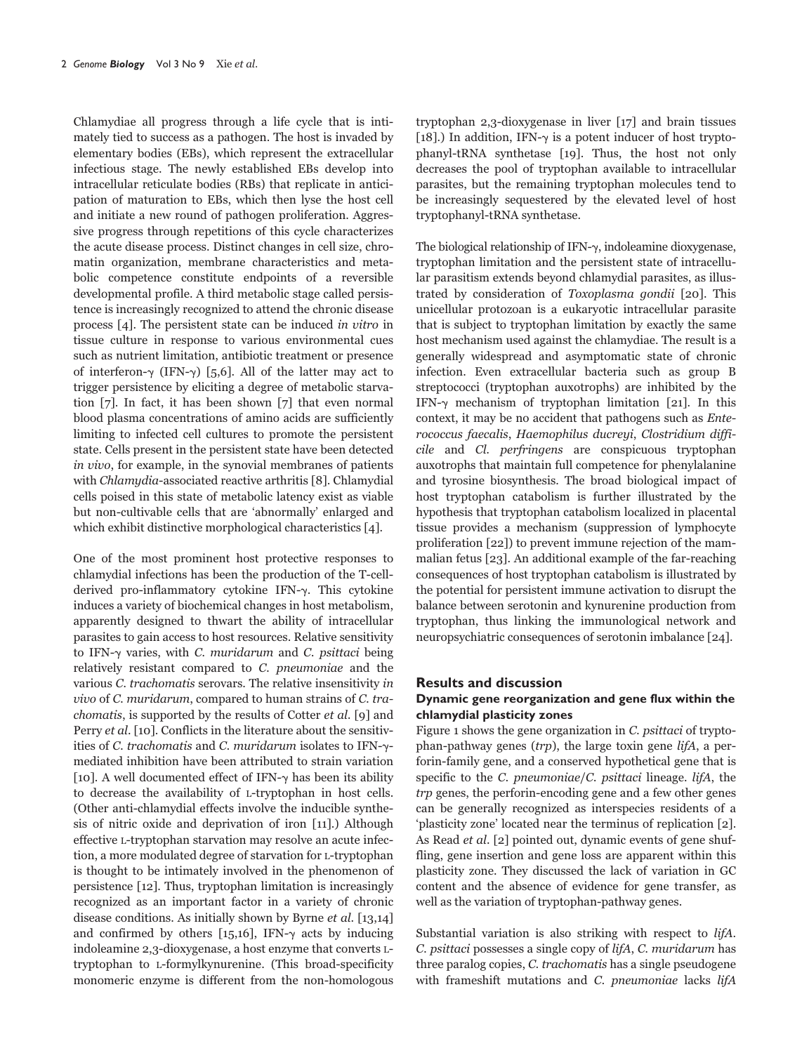Chlamydiae all progress through a life cycle that is intimately tied to success as a pathogen. The host is invaded by elementary bodies (EBs), which represent the extracellular infectious stage. The newly established EBs develop into intracellular reticulate bodies (RBs) that replicate in anticipation of maturation to EBs, which then lyse the host cell and initiate a new round of pathogen proliferation. Aggressive progress through repetitions of this cycle characterizes the acute disease process. Distinct changes in cell size, chromatin organization, membrane characteristics and metabolic competence constitute endpoints of a reversible developmental profile. A third metabolic stage called persistence is increasingly recognized to attend the chronic disease process [4]. The persistent state can be induced *in vitro* in tissue culture in response to various environmental cues such as nutrient limitation, antibiotic treatment or presence of interferon-γ (IFN-γ) [5,6]. All of the latter may act to trigger persistence by eliciting a degree of metabolic starvation [7]. In fact, it has been shown [7] that even normal blood plasma concentrations of amino acids are sufficiently limiting to infected cell cultures to promote the persistent state. Cells present in the persistent state have been detected *in vivo*, for example, in the synovial membranes of patients with *Chlamydia*-associated reactive arthritis [8]. Chlamydial cells poised in this state of metabolic latency exist as viable but non-cultivable cells that are 'abnormally' enlarged and which exhibit distinctive morphological characteristics [4].

One of the most prominent host protective responses to chlamydial infections has been the production of the T-cell-derived pro-inflammatory cytokine IFN-γ. This cytokine induces a variety of biochemical changes in host metabolism, apparently designed to thwart the ability of intracellular parasites to gain access to host resources. Relative sensitivity to IFN-γ varies, with *C. muridarum* and *C. psittaci* being relatively resistant compared to *C. pneumoniae* and the various *C. trachomatis* serovars. The relative insensitivity *in vivo* of *C. muridarum*, compared to human strains of *C. trachomatis*, is supported by the results of Cotter *et al.* [9] and Perry *et al.* [10]. Conflicts in the literature about the sensitivities of *C. trachomatis* and *C. muridarum* isolates to IFN-γ-mediated inhibition have been attributed to strain variation [10]. A well documented effect of IFN-γ has been its ability to decrease the availability of L-tryptophan in host cells. (Other anti-chlamydial effects involve the inducible synthesis of nitric oxide and deprivation of iron [11].) Although effective L-tryptophan starvation may resolve an acute infection, a more modulated degree of starvation for L-tryptophan is thought to be intimately involved in the phenomenon of persistence [12]. Thus, tryptophan limitation is increasingly recognized as an important factor in a variety of chronic disease conditions. As initially shown by Byrne *et al.* [13,14] and confirmed by others [15,16], IFN-γ acts by inducing indoleamine 2,3-dioxygenase, a host enzyme that converts L-tryptophan to L-formylkynurenine. (This broad-specificity monomeric enzyme is different from the non-homologous tryptophan 2,3-dioxygenase in liver [17] and brain tissues [18].) In addition, IFN-γ is a potent inducer of host tryptophanyl-tRNA synthetase [19]. Thus, the host not only decreases the pool of tryptophan available to intracellular parasites, but the remaining tryptophan molecules tend to be increasingly sequestered by the elevated level of host tryptophanyl-tRNA synthetase.

The biological relationship of IFN-γ, indoleamine dioxygenase, tryptophan limitation and the persistent state of intracellular parasitism extends beyond chlamydial parasites, as illustrated by consideration of *Toxoplasma gondii* [20]. This unicellular protozoan is a eukaryotic intracellular parasite that is subject to tryptophan limitation by exactly the same host mechanism used against the chlamydiae. The result is a generally widespread and asymptomatic state of chronic infection. Even extracellular bacteria such as group B streptococci (tryptophan auxotrophs) are inhibited by the IFN-γ mechanism of tryptophan limitation [21]. In this context, it may be no accident that pathogens such as *Enterococcus faecalis*, *Haemophilus ducreyi*, *Clostridium difficile* and *Cl. perfringens* are conspicuous tryptophan auxotrophs that maintain full competence for phenylalanine and tyrosine biosynthesis. The broad biological impact of host tryptophan catabolism is further illustrated by the hypothesis that tryptophan catabolism localized in placental tissue provides a mechanism (suppression of lymphocyte proliferation [22]) to prevent immune rejection of the mammalian fetus [23]. An additional example of the far-reaching consequences of host tryptophan catabolism is illustrated by the potential for persistent immune activation to disrupt the balance between serotonin and kynurenine production from tryptophan, thus linking the immunological network and neuropsychiatric consequences of serotonin imbalance [24].

## Results and discussion

### Dynamic gene reorganization and gene flux within the chlamydial plasticity zones

Figure 1 shows the gene organization in *C. psittaci* of tryptophan-pathway genes (*trp*), the large toxin gene *lifA*, a perforin-family gene, and a conserved hypothetical gene that is specific to the *C. pneumoniae*/*C. psittaci* lineage. *lifA*, the *trp* genes, the perforin-encoding gene and a few other genes can be generally recognized as interspecies residents of a 'plasticity zone' located near the terminus of replication [2]. As Read *et al.* [2] pointed out, dynamic events of gene shuffling, gene insertion and gene loss are apparent within this plasticity zone. They discussed the lack of variation in GC content and the absence of evidence for gene transfer, as well as the variation of tryptophan-pathway genes.

Substantial variation is also striking with respect to *lifA*. *C. psittaci* possesses a single copy of *lifA*, *C. muridarum* has three paralog copies, *C. trachomatis* has a single pseudogene with frameshift mutations and *C. pneumoniae* lacks *lifA*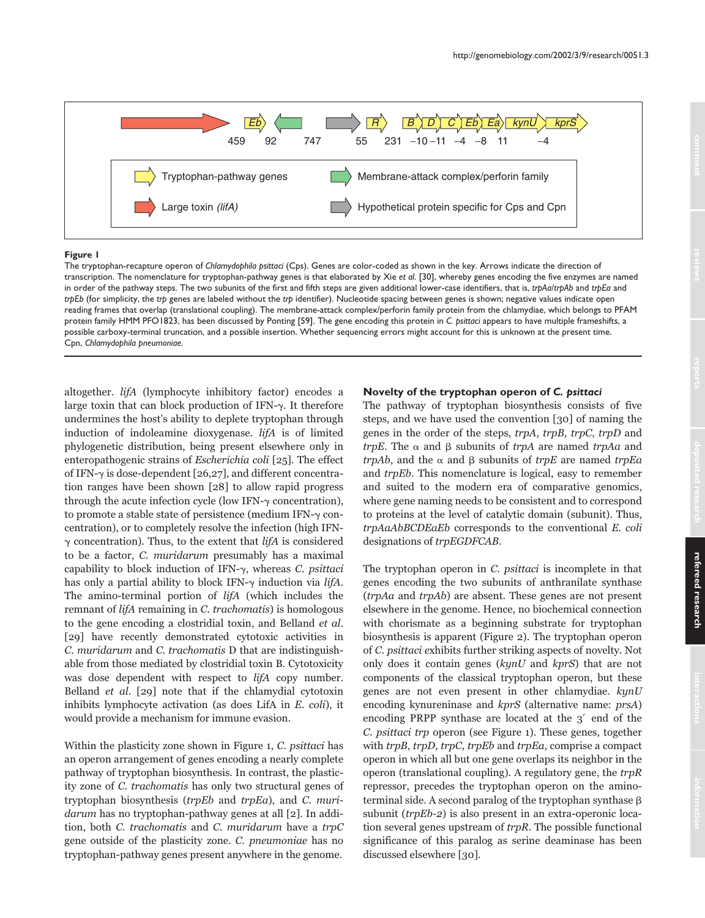**Figure 1**

The tryptophan-recapture operon of *Chlamydophila psittaci* (Cps). Genes are color-coded as shown in the key. Arrows indicate the direction of transcription. The nomenclature for tryptophan-pathway genes is that elaborated by Xie *et al.* [30], whereby genes encoding the five enzymes are named in order of the pathway steps. The two subunits of the first and fifth steps are given additional lower-case identifiers, that is, *trpAa*/*trpAb* and *trpEa* and *trpEb* (for simplicity, the *trp* genes are labeled without the *trp* identifier). Nucleotide spacing between genes is shown; negative values indicate open reading frames that overlap (translational coupling). The membrane-attack complex/perforin family protein from the chlamydiae, which belongs to PFAM protein family HMM PF01823, has been discussed by Ponting [59]. The gene encoding this protein in *C. psittaci* appears to have multiple frameshifts, a possible carboxy-terminal truncation, and a possible insertion. Whether sequencing errors might account for this is unknown at the present time. Cpn, *Chlamydophila pneumoniae.*

altogether. *lifA* (lymphocyte inhibitory factor) encodes a large toxin that can block production of IFN-γ. It therefore undermines the host's ability to deplete tryptophan through induction of indoleamine dioxygenase. *lifA* is of limited phylogenetic distribution, being present elsewhere only in enteropathogenic strains of *Escherichia coli* [25]. The effect of IFN-γ is dose-dependent [26,27], and different concentration ranges have been shown [28] to allow rapid progress through the acute infection cycle (low IFN-γ concentration), to promote a stable state of persistence (medium IFN-γ concentration), or to completely resolve the infection (high IFN-γ concentration). Thus, to the extent that *lifA* is considered to be a factor, *C. muridarum* presumably has a maximal capability to block induction of IFN-γ, whereas *C. psittaci* has only a partial ability to block IFN-γ induction via *lifA*. The amino-terminal portion of *lifA* (which includes the remnant of *lifA* remaining in *C. trachomatis*) is homologous to the gene encoding a clostridial toxin, and Belland *et al.* [29] have recently demonstrated cytotoxic activities in *C. muridarum* and *C. trachomatis* D that are indistinguishable from those mediated by clostridial toxin B. Cytotoxicity was dose dependent with respect to *lifA* copy number. Belland *et al.* [29] note that if the chlamydial cytotoxin inhibits lymphocyte activation (as does LifA in *E. coli*), it would provide a mechanism for immune evasion.

Within the plasticity zone shown in Figure 1, *C. psittaci* has an operon arrangement of genes encoding a nearly complete pathway of tryptophan biosynthesis. In contrast, the plasticity zone of *C. trachomatis* has only two structural genes of tryptophan biosynthesis (*trpEb* and *trpEa*), and *C. muridarum* has no tryptophan-pathway genes at all [2]. In addition, both *C. trachomatis* and *C. muridarum* have a *trpC* gene outside of the plasticity zone. *C. pneumoniae* has no tryptophan-pathway genes present anywhere in the genome.

### Novelty of the tryptophan operon of *C. psittaci*

The pathway of tryptophan biosynthesis consists of five steps, and we have used the convention [30] of naming the genes in the order of the steps, *trpA*, *trpB*, *trpC*, *trpD* and *trpE*. The α and β subunits of *trpA* are named *trpAa* and *trpAb*, and the α and β subunits of *trpE* are named *trpEa* and *trpEb*. This nomenclature is logical, easy to remember and suited to the modern era of comparative genomics, where gene naming needs to be consistent and to correspond to proteins at the level of catalytic domain (subunit). Thus, *trpAaAbBCDEaEb* corresponds to the conventional *E. coli* designations of *trpEGDFCAB*.

The tryptophan operon in *C. psittaci* is incomplete in that genes encoding the two subunits of anthranilate synthase (*trpAa* and *trpAb*) are absent. These genes are not present elsewhere in the genome. Hence, no biochemical connection with chorismate as a beginning substrate for tryptophan biosynthesis is apparent (Figure 2). The tryptophan operon of *C. psittaci* exhibits further striking aspects of novelty. Not only does it contain genes (*kynU* and *kprS*) that are not components of the classical tryptophan operon, but these genes are not even present in other chlamydiae. *kynU* encoding kynureninase and *kprS* (alternative name: *prsA*) encoding PRPP synthase are located at the 3´ end of the *C. psittaci trp* operon (see Figure 1). These genes, together with *trpB*, *trpD*, *trpC*, *trpEb* and *trpEa*, comprise a compact operon in which all but one gene overlaps its neighbor in the operon (translational coupling). A regulatory gene, the *trpR* repressor, precedes the tryptophan operon on the amino-terminal side. A second paralog of the tryptophan synthase β subunit (*trpEb-2*) is also present in an extra-operonic location several genes upstream of *trpR*. The possible functional significance of this paralog as serine deaminase has been discussed elsewhere [30].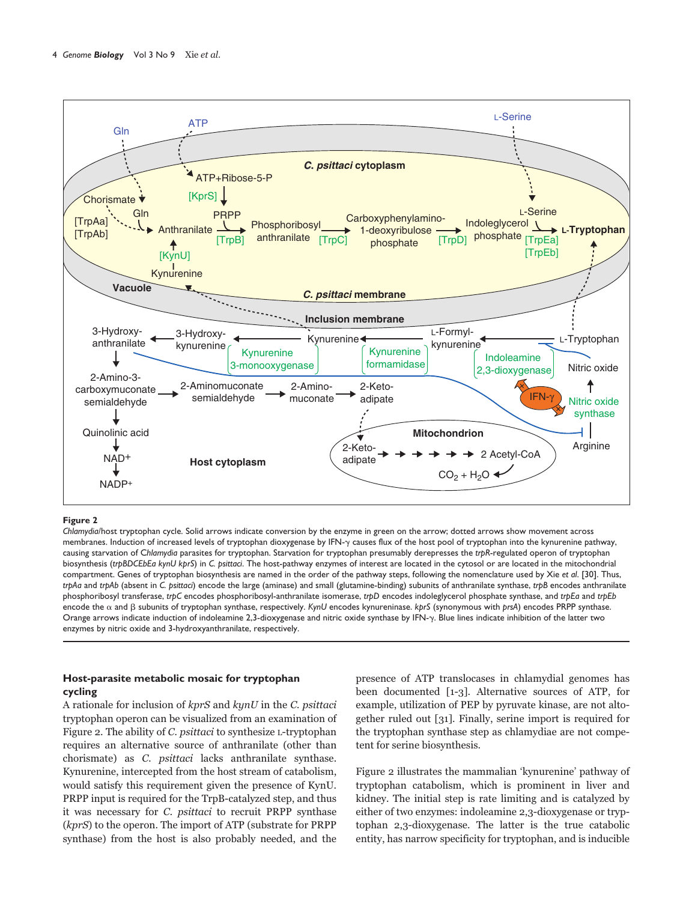**Figure 2**

*Chlamydia*/host tryptophan cycle. Solid arrows indicate conversion by the enzyme in green on the arrow; dotted arrows show movement across membranes. Induction of increased levels of tryptophan dioxygenase by IFN-γ causes flux of the host pool of tryptophan into the kynurenine pathway, causing starvation of *Chlamydia* parasites for tryptophan. Starvation for tryptophan presumably derepresses the *trpR*-regulated operon of tryptophan biosynthesis (*trpBDCEbEa kynU kprS*) in *C. psittaci*. The host-pathway enzymes of interest are located in the cytosol or are located in the mitochondrial compartment. Genes of tryptophan biosynthesis are named in the order of the pathway steps, following the nomenclature used by Xie *et al*. [30]. Thus, *trpAa* and *trpAb* (absent in *C. psittaci*) encode the large (aminase) and small (glutamine-binding) subunits of anthranilate synthase, *trpB* encodes anthranilate phosphoribosyl transferase, *trpC* encodes phosphoribosyl-anthranilate isomerase, *trpD* encodes indoleglycerol phosphate synthase, and *trpEa* and *trpEb* encode the α and β subunits of tryptophan synthase, respectively. *KynU* encodes kynureninase. *kprS* (synonymous with *prsA*) encodes PRPP synthase. Orange arrows indicate induction of indoleamine 2,3-dioxygenase and nitric oxide synthase by IFN-γ. Blue lines indicate inhibition of the latter two enzymes by nitric oxide and 3-hydroxyanthranilate, respectively.

### Host-parasite metabolic mosaic for tryptophan cycling

A rationale for inclusion of *kprS* and *kynU* in the *C. psittaci* tryptophan operon can be visualized from an examination of Figure 2. The ability of *C. psittaci* to synthesize L-tryptophan requires an alternative source of anthranilate (other than chorismate) as *C. psittaci* lacks anthranilate synthase. Kynurenine, intercepted from the host stream of catabolism, would satisfy this requirement given the presence of KynU. PRPP input is required for the TrpB-catalyzed step, and thus it was necessary for *C. psittaci* to recruit PRPP synthase (*kprS*) to the operon. The import of ATP (substrate for PRPP synthase) from the host is also probably needed, and the presence of ATP translocases in chlamydial genomes has been documented [1-3]. Alternative sources of ATP, for example, utilization of PEP by pyruvate kinase, are not altogether ruled out [31]. Finally, serine import is required for the tryptophan synthase step as chlamydiae are not competent for serine biosynthesis.

Figure 2 illustrates the mammalian 'kynurenine' pathway of tryptophan catabolism, which is prominent in liver and kidney. The initial step is rate limiting and is catalyzed by either of two enzymes: indoleamine 2,3-dioxygenase or tryptophan 2,3-dioxygenase. The latter is the true catabolic entity, has narrow specificity for tryptophan, and is inducible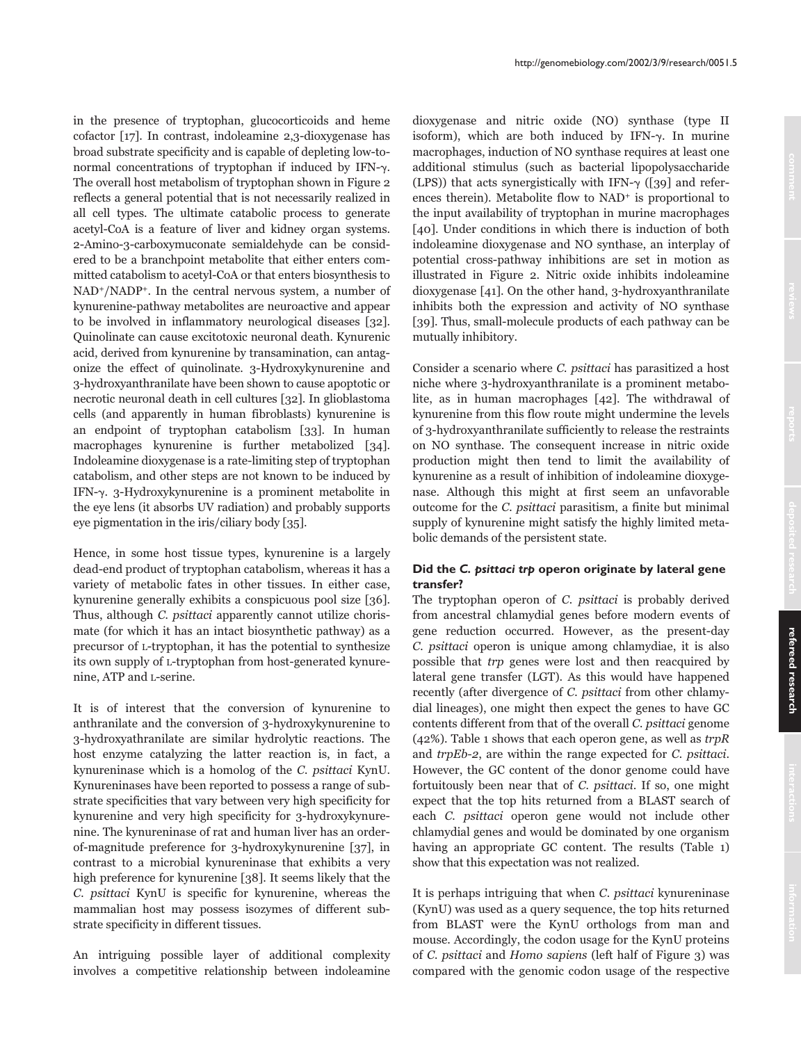in the presence of tryptophan, glucocorticoids and heme cofactor [17]. In contrast, indoleamine 2,3-dioxygenase has broad substrate specificity and is capable of depleting low-to-normal concentrations of tryptophan if induced by IFN-γ. The overall host metabolism of tryptophan shown in Figure 2 reflects a general potential that is not necessarily realized in all cell types. The ultimate catabolic process to generate acetyl-CoA is a feature of liver and kidney organ systems. 2-Amino-3-carboxymuconate semialdehyde can be considered to be a branchpoint metabolite that either enters committed catabolism to acetyl-CoA or that enters biosynthesis to $NAD^+$/$NADP^+$. In the central nervous system, a number of kynurenine-pathway metabolites are neuroactive and appear to be involved in inflammatory neurological diseases [32]. Quinolinate can cause excitotoxic neuronal death. Kynurenic acid, derived from kynurenine by transamination, can antagonize the effect of quinolinate. 3-Hydroxykynurenine and 3-hydroxyanthranilate have been shown to cause apoptotic or necrotic neuronal death in cell cultures [32]. In glioblastoma cells (and apparently in human fibroblasts) kynurenine is an endpoint of tryptophan catabolism [33]. In human macrophages kynurenine is further metabolized [34]. Indoleamine dioxygenase is a rate-limiting step of tryptophan catabolism, and other steps are not known to be induced by IFN-γ. 3-Hydroxykynurenine is a prominent metabolite in the eye lens (it absorbs UV radiation) and probably supports eye pigmentation in the iris/ciliary body [35].

Hence, in some host tissue types, kynurenine is a largely dead-end product of tryptophan catabolism, whereas it has a variety of metabolic fates in other tissues. In either case, kynurenine generally exhibits a conspicuous pool size [36]. Thus, although *C. psittaci* apparently cannot utilize chorismate (for which it has an intact biosynthetic pathway) as a precursor of L-tryptophan, it has the potential to synthesize its own supply of L-tryptophan from host-generated kynurenine, ATP and L-serine.

It is of interest that the conversion of kynurenine to anthranilate and the conversion of 3-hydroxykynurenine to 3-hydroxyathranilate are similar hydrolytic reactions. The host enzyme catalyzing the latter reaction is, in fact, a kynureninase which is a homolog of the *C. psittaci* KynU. Kynureninases have been reported to possess a range of substrate specificities that vary between very high specificity for kynurenine and very high specificity for 3-hydroxykynurenine. The kynureninase of rat and human liver has an order-of-magnitude preference for 3-hydroxykynurenine [37], in contrast to a microbial kynureninase that exhibits a very high preference for kynurenine [38]. It seems likely that the *C. psittaci* KynU is specific for kynurenine, whereas the mammalian host may possess isozymes of different substrate specificity in different tissues.

An intriguing possible layer of additional complexity involves a competitive relationship between indoleamine dioxygenase and nitric oxide (NO) synthase (type II isoform), which are both induced by IFN-γ. In murine macrophages, induction of NO synthase requires at least one additional stimulus (such as bacterial lipopolysaccharide (LPS)) that acts synergistically with IFN-γ ([39] and references therein). Metabolite flow to $NAD^+$ is proportional to the input availability of tryptophan in murine macrophages [40]. Under conditions in which there is induction of both indoleamine dioxygenase and NO synthase, an interplay of potential cross-pathway inhibitions are set in motion as illustrated in Figure 2. Nitric oxide inhibits indoleamine dioxygenase [41]. On the other hand, 3-hydroxyanthranilate inhibits both the expression and activity of NO synthase [39]. Thus, small-molecule products of each pathway can be mutually inhibitory.

Consider a scenario where *C. psittaci* has parasitized a host niche where 3-hydroxyanthranilate is a prominent metabolite, as in human macrophages [42]. The withdrawal of kynurenine from this flow route might undermine the levels of 3-hydroxyanthranilate sufficiently to release the restraints on NO synthase. The consequent increase in nitric oxide production might then tend to limit the availability of kynurenine as a result of inhibition of indoleamine dioxygenase. Although this might at first seem an unfavorable outcome for the *C. psittaci* parasitism, a finite but minimal supply of kynurenine might satisfy the highly limited metabolic demands of the persistent state.

### Did the *C. psittaci trp* operon originate by lateral gene transfer?

The tryptophan operon of *C. psittaci* is probably derived from ancestral chlamydial genes before modern events of gene reduction occurred. However, as the present-day *C. psittaci* operon is unique among chlamydiae, it is also possible that *trp* genes were lost and then reacquired by lateral gene transfer (LGT). As this would have happened recently (after divergence of *C. psittaci* from other chlamydial lineages), one might then expect the genes to have GC contents different from that of the overall *C. psittaci* genome (42%). Table 1 shows that each operon gene, as well as *trpR* and *trpEb-2*, are within the range expected for *C. psittaci*. However, the GC content of the donor genome could have fortuitously been near that of *C. psittaci*. If so, one might expect that the top hits returned from a BLAST search of each *C. psittaci* operon gene would not include other chlamydial genes and would be dominated by one organism having an appropriate GC content. The results (Table 1) show that this expectation was not realized.

It is perhaps intriguing that when *C. psittaci* kynureninase (KynU) was used as a query sequence, the top hits returned from BLAST were the KynU orthologs from man and mouse. Accordingly, the codon usage for the KynU proteins of *C. psittaci* and *Homo sapiens* (left half of Figure 3) was compared with the genomic codon usage of the respective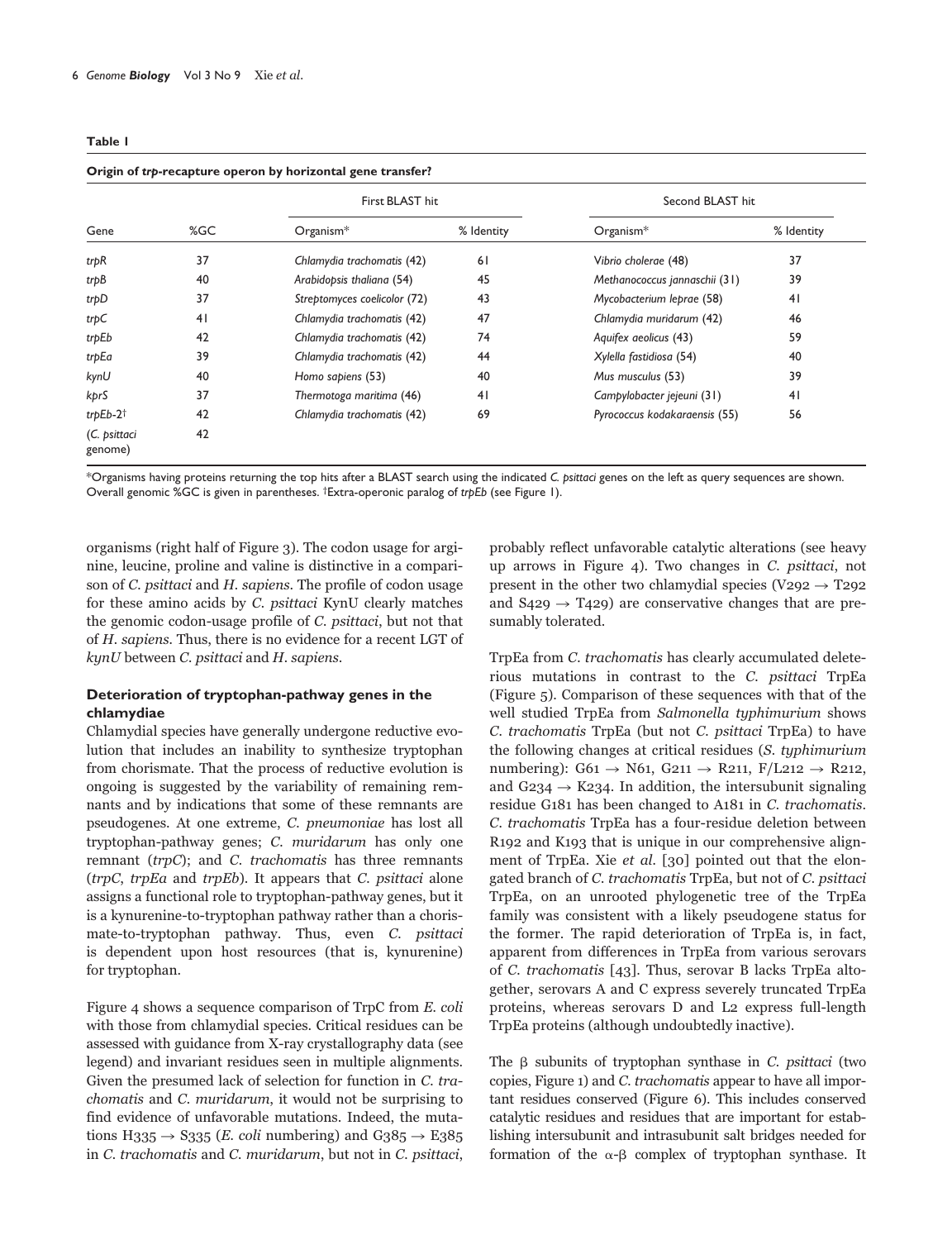**Table 1**

**Origin of *trp*-recapture operon by horizontal gene transfer?**

| Gene | %GC | First BLAST hit | | Second BLAST hit | |
|---|---|---|---|---|---|
| | | Organism* | % Identity | Organism* | % Identity |
| *trpR* | 37 | *Chlamydia trachomatis* (42) | 61 | *Vibrio cholerae* (48) | 37 |
| *trpB* | 40 | *Arabidopsis thaliana* (54) | 45 | *Methanococcus jannaschii* (31) | 39 |
| *trpD* | 37 | *Streptomyces coelicolor* (72) | 43 | *Mycobacterium leprae* (58) | 41 |
| *trpC* | 41 | *Chlamydia trachomatis* (42) | 47 | *Chlamydia muridarum* (42) | 46 |
| *trpEb* | 42 | *Chlamydia trachomatis* (42) | 74 | *Aquifex aeolicus* (43) | 59 |
| *trpEa* | 39 | *Chlamydia trachomatis* (42) | 44 | *Xylella fastidiosa* (54) | 40 |
| *kynU* | 40 | *Homo sapiens* (53) | 40 | *Mus musculus* (53) | 39 |
| *kprS* | 37 | *Thermotoga maritima* (46) | 41 | *Campylobacter jejeuni* (31) | 41 |
| *trpEb-2*† | 42 | *Chlamydia trachomatis* (42) | 69 | *Pyrococcus kodakaraensis* (55) | 56 |
| (*C. psittaci* genome) | 42 | | | | |

*Organisms having proteins returning the top hits after a BLAST search using the indicated *C. psittaci* genes on the left as query sequences are shown. Overall genomic %GC is given in parentheses. †Extra-operonic paralog of *trpEb* (see Figure 1).

organisms (right half of Figure 3). The codon usage for arginine, leucine, proline and valine is distinctive in a comparison of *C. psittaci* and *H. sapiens*. The profile of codon usage for these amino acids by *C. psittaci* KynU clearly matches the genomic codon-usage profile of *C. psittaci*, but not that of *H. sapiens*. Thus, there is no evidence for a recent LGT of *kynU* between *C. psittaci* and *H. sapiens*.

### Deterioration of tryptophan-pathway genes in the chlamydiae

Chlamydial species have generally undergone reductive evolution that includes an inability to synthesize tryptophan from chorismate. That the process of reductive evolution is ongoing is suggested by the variability of remaining remnants and by indications that some of these remnants are pseudogenes. At one extreme, *C. pneumoniae* has lost all tryptophan-pathway genes; *C. muridarum* has only one remnant (*trpC*); and *C. trachomatis* has three remnants (*trpC*, *trpEa* and *trpEb*). It appears that *C. psittaci* alone assigns a functional role to tryptophan-pathway genes, but it is a kynurenine-to-tryptophan pathway rather than a chorismate-to-tryptophan pathway. Thus, even *C. psittaci* is dependent upon host resources (that is, kynurenine) for tryptophan.

Figure 4 shows a sequence comparison of TrpC from *E. coli* with those from chlamydial species. Critical residues can be assessed with guidance from X-ray crystallography data (see legend) and invariant residues seen in multiple alignments. Given the presumed lack of selection for function in *C. trachomatis* and *C. muridarum*, it would not be surprising to find evidence of unfavorable mutations. Indeed, the mutations H335 → S335 (*E. coli* numbering) and G385 → E385 in *C. trachomatis* and *C. muridarum*, but not in *C. psittaci*, probably reflect unfavorable catalytic alterations (see heavy up arrows in Figure 4). Two changes in *C. psittaci*, not present in the other two chlamydial species (V292 → T292 and S429 → T429) are conservative changes that are presumably tolerated.

TrpEa from *C. trachomatis* has clearly accumulated deleterious mutations in contrast to the *C. psittaci* TrpEa (Figure 5). Comparison of these sequences with that of the well studied TrpEa from *Salmonella typhimurium* shows *C. trachomatis* TrpEa (but not *C. psittaci* TrpEa) to have the following changes at critical residues (*S. typhimurium* numbering): G61 → N61, G211 → R211, F/L212 → R212, and G234 → K234. In addition, the intersubunit signaling residue G181 has been changed to A181 in *C. trachomatis*. *C. trachomatis* TrpEa has a four-residue deletion between R192 and K193 that is unique in our comprehensive alignment of TrpEa. Xie *et al*. [30] pointed out that the elongated branch of *C. trachomatis* TrpEa, but not of *C. psittaci* TrpEa, on an unrooted phylogenetic tree of the TrpEa family was consistent with a likely pseudogene status for the former. The rapid deterioration of TrpEa is, in fact, apparent from differences in TrpEa from various serovars of *C. trachomatis* [43]. Thus, serovar B lacks TrpEa altogether, serovars A and C express severely truncated TrpEa proteins, whereas serovars D and L2 express full-length TrpEa proteins (although undoubtedly inactive).

The β subunits of tryptophan synthase in *C. psittaci* (two copies, Figure 1) and *C. trachomatis* appear to have all important residues conserved (Figure 6). This includes conserved catalytic residues and residues that are important for establishing intersubunit and intrasubunit salt bridges needed for formation of the α-β complex of tryptophan synthase. It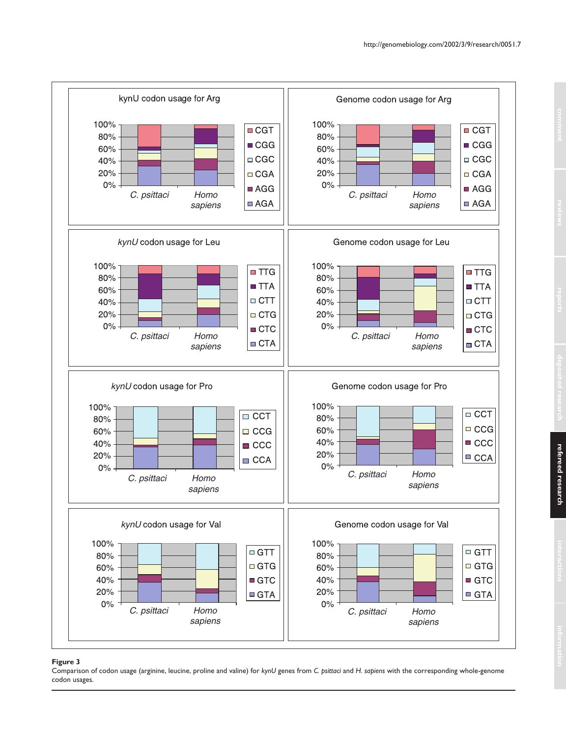**Figure 3**

Comparison of codon usage (arginine, leucine, proline and valine) for *kynU* genes from *C. psittaci* and *H. sapiens* with the corresponding whole-genome codon usages.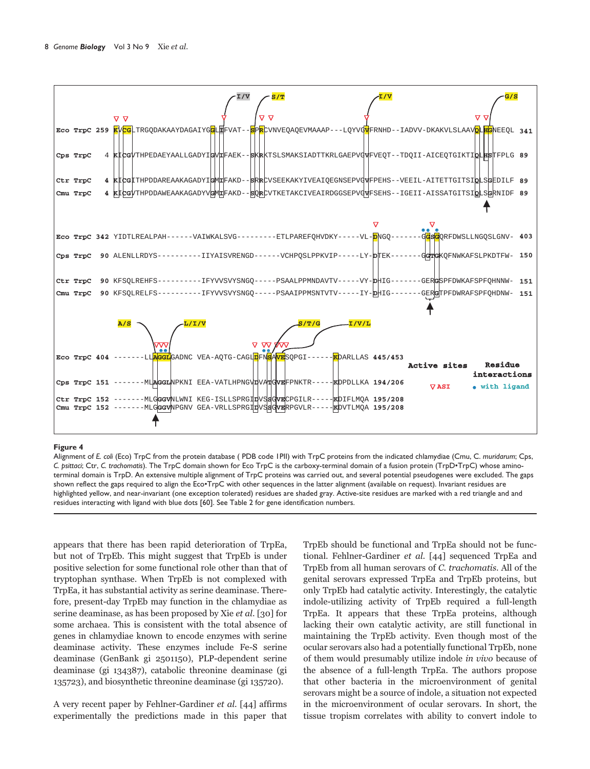```
                                    I/V          S/T                         I/V                                    G/S
              ▽ ▽                    ▽          ▽ ▽                           ▽                               ▽ ▽
Eco TrpC 259 KVCGLTRGQDAKAAYDAGAIYGGLIFVAT--SPRCVNVEQAQEVMAAAP---LQYVGVFRNHD--IADVV-DKAKVLSLAAVQLHGNEEQL 341

Cps TrpC   4 KICGVTHPEDAEYAALLGADYIGVIFAEK--SKRKTSLSMAKSIADTTKRLGAEPVGVFVEQT--TDQII-AICEQTGIKTIQLHSTFPLG 89

Ctr TrpC   4 KICGITHPDDAREAAKAGADYIGMIFAKD--SRRCVSEEKAKYIVEAIQEGNSEPVGVFPEHS--VEEIL-AITETTGITSIQLSGEDILF 89
Cmu TrpC   4 KICGVTHPDDAWEAAKAGADYVGMIFAKD--SQRCVTKETAKCIVEAIRDGGSEPVGVFSEHS--IGEII-AISSATGITSIQLSGRNIDF 89

                                                                          ▽         •• ▽ •
Eco TrpC 342 YIDTLREALPAH------VAIWKALSVG---------ETLPAREFQHVDKY-----VL-DNGQ-------GGSGQRFDWSLLNGQSLGNV- 403

Cps TrpC  90 ALENLLRDYS----------IIYAISVRENGD------VCHPQSLPPKVIP-----LY-DTEK-------GGTGKQFNWKAFSLPKDTFW- 150

Ctr TrpC  90 KFSQLREHFS----------IFYVVSVYSNGQ-----PSAALPPMNDAVTV-----VY-DHIG-------GERGSPFDWKAFSPFQHNNW- 151
Cmu TrpC  90 KFSQLRELFS----------IFYVVSVYSNGQ-----PSAAIPPMSNTVTV-----IY-DHIG-------GERGTPFDWRAFSPFQHDNW- 151

              A/S          L/I/V                      S/T/G      I/V/L
                       ▽▽▽                          ▽ ▽▽ ▽▽▽
                        ••                            ••
Eco TrpC 404 -------LLAGGLGADNC VEA-AQTG-CAGLDFNSAVESQPGI------KDARLLAS 445/453     Active sites   Residue
                                                                                               interactions
Cps TrpC 151 -------MLAGGLNPKNI EEA-VATLHPNGVDVATGVEFPNKTR-----KDPDLLKA 194/206      ▽ ASI        • with ligand

Ctr TrpC 152 -------MLGGGVNLWNI KEG-ISLLSPRGIDVSSGVECPGILR-----KDIFLMQA 195/208
Cmu TrpC 152 -------MLGGGVNPGNV GEA-VRLLSPRGIDVSSGVERPGVLR-----KDVTLMQA 195/208
```

**Figure 4**

Alignment of *E. coli* (Eco) TrpC from the protein database ( PDB code 1PII) with TrpC proteins from the indicated chlamydiae (Cmu, *C. muridarum*; Cps, *C. psittaci*; Ctr, *C. trachomatis*). The TrpC domain shown for Eco TrpC is the carboxy-terminal domain of a fusion protein (TrpD•TrpC) whose amino-terminal domain is TrpD. An extensive multiple alignment of TrpC proteins was carried out, and several potential pseudogenes were excluded. The gaps shown reflect the gaps required to align the Eco•TrpC with other sequences in the latter alignment (available on request). Invariant residues are highlighted yellow, and near-invariant (one exception tolerated) residues are shaded gray. Active-site residues are marked with a red triangle and and residues interacting with ligand with blue dots [60]. See Table 2 for gene identification numbers.

appears that there has been rapid deterioration of TrpEa, but not of TrpEb. This might suggest that TrpEb is under positive selection for some functional role other than that of tryptophan synthase. When TrpEb is not complexed with TrpEa, it has substantial activity as serine deaminase. Therefore, present-day TrpEb may function in the chlamydiae as serine deaminase, as has been proposed by Xie *et al*. [30] for some archaea. This is consistent with the total absence of genes in chlamydiae known to encode enzymes with serine deaminase activity. These enzymes include Fe-S serine deaminase (GenBank gi 2501150), PLP-dependent serine deaminase (gi 134387), catabolic threonine deaminase (gi 135723), and biosynthetic threonine deaminase (gi 135720).

A very recent paper by Fehlner-Gardiner *et al*. [44] affirms experimentally the predictions made in this paper that TrpEb should be functional and TrpEa should not be functional. Fehlner-Gardiner *et al*. [44] sequenced TrpEa and TrpEb from all human serovars of *C. trachomatis*. All of the genital serovars expressed TrpEa and TrpEb proteins, but only TrpEb had catalytic activity. Interestingly, the catalytic indole-utilizing activity of TrpEb required a full-length TrpEa. It appears that these TrpEa proteins, although lacking their own catalytic activity, are still functional in maintaining the TrpEb activity. Even though most of the ocular serovars also had a potentially functional TrpEb, none of them would presumably utilize indole *in vivo* because of the absence of a full-length TrpEa. The authors propose that other bacteria in the microenvironment of genital serovars might be a source of indole, a situation not expected in the microenvironment of ocular serovars. In short, the tissue tropism correlates with ability to convert indole to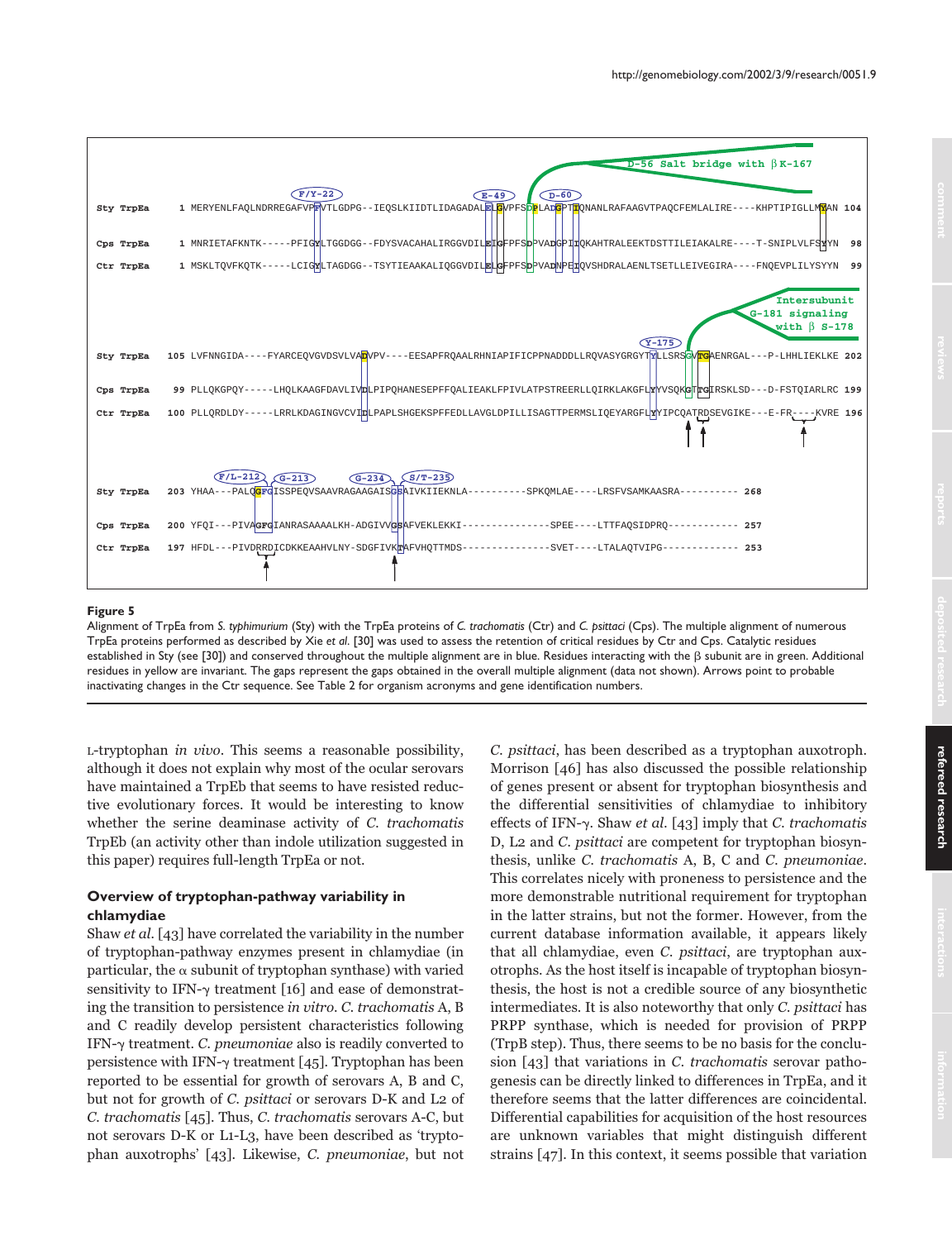```
                                                                    D-56 Salt bridge with βK-167
              F/Y-22                              E-49      D-60
Sty TrpEa   1 MERYENLFAQLNDRREGAFVPFVTLGDPG--IEQSLKIIDTLIDAGADALELGVPFSDPLADGPTIQNANLRAFAAGVTPAQCFEMLALIRE----KHPTIPIGLLMYAN 104

Cps TrpEa   1 MNRIETAFKNTK-----PFIGYLTGGDGG--FDYSVACAHALIRGGVDILEIGFPFSDPVADGPIIQKAHTRALEEKTDSTTILEIAKALRE----T-SNIPLVLFSYYN  98

Ctr TrpEa   1 MSKLTQVFKQTK-----LCIGYLTAGDGG--TSYTIEAAKALIQGGVDILELGFPFSDPVADNPEIQVSHDRALAENLTSETLLEIVEGIRA----FNQEVPLILYSYYN  99

                                                                                                  Intersubunit
                                                                                                  G-181 signaling
                                                                                          Y-175   with β S-178
Sty TrpEa 105 LVFNNGIDA----FYARCEQVGVDSVLVADVPV----EESAPFRQAALRHNIAPIFICPPNADDDLLRQVASYGRGYTYLLSRSGVTGAENRGAL---P-LHHLIEKLKE 202

Cps TrpEa  99 PLLQKGPQY-----LHQLKAAGFDAVLIVDLPIPQHANESEPFFQALIEAKLFPIVLATPSTREERLLQIRKLAKGFLYYVSQKGTTGIRSKLSD---D-FSTQIARLRC 199

Ctr TrpEa 100 PLLQRDLDY-----LRRLKDAGINGVCVIDLPAPLSHGEKSPFFEDLLAVGLDPILLISAGTTPERMSLIQEYARGFLYYIPCQATRDSEVGIKE---E-FR----KVRE 196

               F/L-212  G-213     G-234  S/T-235
Sty TrpEa 203 YHAA---PALQGFGISSPEQVSAAVRAGAAGAISGSAIVKIIEKNLA---------SPKQMLAE----LRSFVSAMKAASRA---------- 268

Cps TrpEa 200 YFQI---PIVAGFGIANRASAAAALKH-ADGIVVGSAFVEKLEKKI--------------SPEE----LTTFAQSIDPRQ------------ 257

Ctr TrpEa 197 HFDL---PIVDRRDICDKKEAAHVLNY-SDGFIVKTAFVHQTTMDS--------------SVET----LTALAQTVIPG------------- 253
```

**Figure 5**

Alignment of TrpEa from *S. typhimurium* (Sty) with the TrpEa proteins of *C. trachomatis* (Ctr) and *C. psittaci* (Cps). The multiple alignment of numerous TrpEa proteins performed as described by Xie *et al.* [30] was used to assess the retention of critical residues by Ctr and Cps. Catalytic residues established in Sty (see [30]) and conserved throughout the multiple alignment are in blue. Residues interacting with the β subunit are in green. Additional residues in yellow are invariant. The gaps represent the gaps obtained in the overall multiple alignment (data not shown). Arrows point to probable inactivating changes in the Ctr sequence. See Table 2 for organism acronyms and gene identification numbers.

L-tryptophan *in vivo*. This seems a reasonable possibility, although it does not explain why most of the ocular serovars have maintained a TrpEb that seems to have resisted reductive evolutionary forces. It would be interesting to know whether the serine deaminase activity of *C. trachomatis* TrpEb (an activity other than indole utilization suggested in this paper) requires full-length TrpEa or not.

### Overview of tryptophan-pathway variability in chlamydiae

Shaw *et al.* [43] have correlated the variability in the number of tryptophan-pathway enzymes present in chlamydiae (in particular, the α subunit of tryptophan synthase) with varied sensitivity to IFN-γ treatment [16] and ease of demonstrating the transition to persistence *in vitro*. *C. trachomatis* A, B and C readily develop persistent characteristics following IFN-γ treatment. *C. pneumoniae* also is readily converted to persistence with IFN-γ treatment [45]. Tryptophan has been reported to be essential for growth of serovars A, B and C, but not for growth of *C. psittaci* or serovars D-K and L2 of *C. trachomatis* [45]. Thus, *C. trachomatis* serovars A-C, but not serovars D-K or L1-L3, have been described as 'tryptophan auxotrophs' [43]. Likewise, *C. pneumoniae*, but not *C. psittaci*, has been described as a tryptophan auxotroph. Morrison [46] has also discussed the possible relationship of genes present or absent for tryptophan biosynthesis and the differential sensitivities of chlamydiae to inhibitory effects of IFN-γ. Shaw *et al.* [43] imply that *C. trachomatis* D, L2 and *C. psittaci* are competent for tryptophan biosynthesis, unlike *C. trachomatis* A, B, C and *C. pneumoniae*. This correlates nicely with proneness to persistence and the more demonstrable nutritional requirement for tryptophan in the latter strains, but not the former. However, from the current database information available, it appears likely that all chlamydiae, even *C. psittaci*, are tryptophan auxotrophs. As the host itself is incapable of tryptophan biosynthesis, the host is not a credible source of any biosynthetic intermediates. It is also noteworthy that only *C. psittaci* has PRPP synthase, which is needed for provision of PRPP (TrpB step). Thus, there seems to be no basis for the conclusion [43] that variations in *C. trachomatis* serovar pathogenesis can be directly linked to differences in TrpEa, and it therefore seems that the latter differences are coincidental. Differential capabilities for acquisition of the host resources are unknown variables that might distinguish different strains [47]. In this context, it seems possible that variation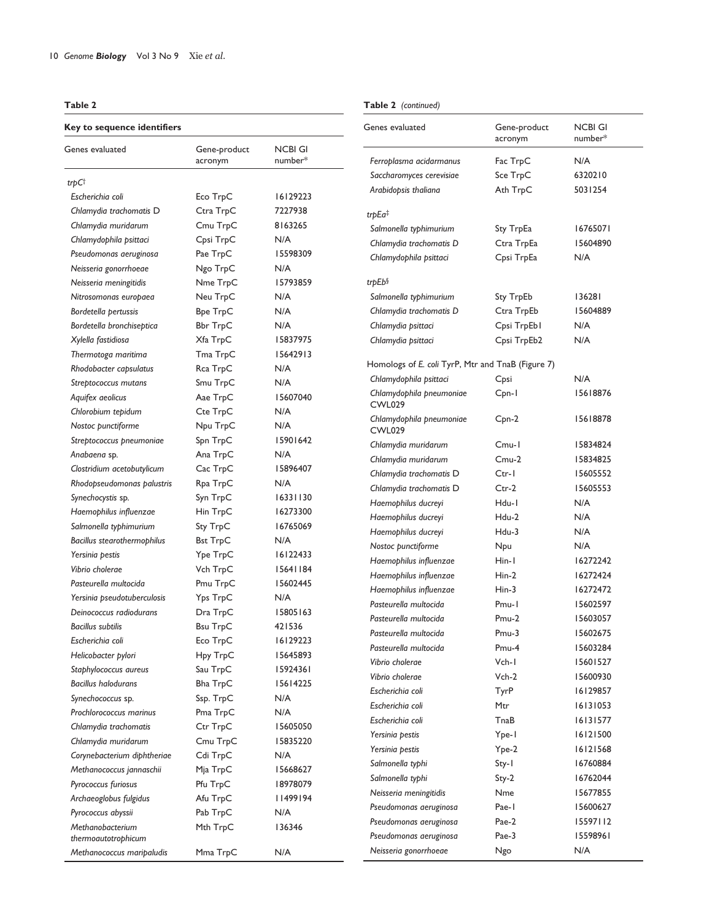**Table 2**

**Key to sequence identifiers**

| Genes evaluated | Gene-product acronym | NCBI GI number* |
|---|---|---|
| *trpC*† | | |
| *Escherichia coli* | Eco TrpC | 16129223 |
| *Chlamydia trachomatis* D | Ctra TrpC | 7227938 |
| *Chlamydia muridarum* | Cmu TrpC | 8163265 |
| *Chlamydophila psittaci* | Cpsi TrpC | N/A |
| *Pseudomonas aeruginosa* | Pae TrpC | 15598309 |
| *Neisseria gonorrhoeae* | Ngo TrpC | N/A |
| *Neisseria meningitidis* | Nme TrpC | 15793859 |
| *Nitrosomonas europaea* | Neu TrpC | N/A |
| *Bordetella pertussis* | Bpe TrpC | N/A |
| *Bordetella bronchiseptica* | Bbr TrpC | N/A |
| *Xylella fastidiosa* | Xfa TrpC | 15837975 |
| *Thermotoga maritima* | Tma TrpC | 15642913 |
| *Rhodobacter capsulatus* | Rca TrpC | N/A |
| *Streptococcus mutans* | Smu TrpC | N/A |
| *Aquifex aeolicus* | Aae TrpC | 15607040 |
| *Chlorobium tepidum* | Cte TrpC | N/A |
| *Nostoc punctiforme* | Npu TrpC | N/A |
| *Streptococcus pneumoniae* | Spn TrpC | 15901642 |
| *Anabaena* sp. | Ana TrpC | N/A |
| *Clostridium acetobutylicum* | Cac TrpC | 15896407 |
| *Rhodopseudomonas palustris* | Rpa TrpC | N/A |
| *Synechocystis* sp. | Syn TrpC | 16331130 |
| *Haemophilus influenzae* | Hin TrpC | 16273300 |
| *Salmonella typhimurium* | Sty TrpC | 16765069 |
| *Bacillus stearothermophilus* | Bst TrpC | N/A |
| *Yersinia pestis* | Ype TrpC | 16122433 |
| *Vibrio cholerae* | Vch TrpC | 15641184 |
| *Pasteurella multocida* | Pmu TrpC | 15602445 |
| *Yersinia pseudotuberculosis* | Yps TrpC | N/A |
| *Deinococcus radiodurans* | Dra TrpC | 15805163 |
| *Bacillus subtilis* | Bsu TrpC | 421536 |
| *Escherichia coli* | Eco TrpC | 16129223 |
| *Helicobacter pylori* | Hpy TrpC | 15645893 |
| *Staphylococcus aureus* | Sau TrpC | 15924361 |
| *Bacillus halodurans* | Bha TrpC | 15614225 |
| *Synechococcus* sp. | Ssp. TrpC | N/A |
| *Prochlorococcus marinus* | Pma TrpC | N/A |
| *Chlamydia trachomatis* | Ctr TrpC | 15605050 |
| *Chlamydia muridarum* | Cmu TrpC | 15835220 |
| *Corynebacterium diphtheriae* | Cdi TrpC | N/A |
| *Methanococcus jannaschii* | Mja TrpC | 15668627 |
| *Pyrococcus furiosus* | Pfu TrpC | 18978079 |
| *Archaeoglobus fulgidus* | Afu TrpC | 11499194 |
| *Pyrococcus abyssii* | Pab TrpC | N/A |
| *Methanobacterium thermoautotrophicum* | Mth TrpC | 136346 |
| *Methanococcus maripaludis* | Mma TrpC | N/A |
| *Ferroplasma acidarmanus* | Fac TrpC | N/A |
| *Saccharomyces cerevisiae* | Sce TrpC | 6320210 |
| *Arabidopsis thaliana* | Ath TrpC | 5031254 |
| *trpEa*‡ | | |
| *Salmonella typhimurium* | Sty TrpEa | 16765071 |
| *Chlamydia trachomatis D* | Ctra TrpEa | 15604890 |
| *Chlamydophila psittaci* | Cpsi TrpEa | N/A |
| *trpEb*§ | | |
| *Salmonella typhimurium* | Sty TrpEb | 136281 |
| *Chlamydia trachomatis D* | Ctra TrpEb | 15604889 |
| *Chlamydia psittaci* | Cpsi TrpEb1 | N/A |
| *Chlamydia psittaci* | Cpsi TrpEb2 | N/A |
| Homologs of *E. coli* TyrP, Mtr and TnaB (Figure 7) | | |
| *Chlamydophila psittaci* | Cpsi | N/A |
| *Chlamydophila pneumoniae* CWL029 | Cpn-1 | 15618876 |
| *Chlamydophila pneumoniae* CWL029 | Cpn-2 | 15618878 |
| *Chlamydia muridarum* | Cmu-1 | 15834824 |
| *Chlamydia muridarum* | Cmu-2 | 15834825 |
| *Chlamydia trachomatis* D | Ctr-1 | 15605552 |
| *Chlamydia trachomatis* D | Ctr-2 | 15605553 |
| *Haemophilus ducreyi* | Hdu-1 | N/A |
| *Haemophilus ducreyi* | Hdu-2 | N/A |
| *Haemophilus ducreyi* | Hdu-3 | N/A |
| *Nostoc punctiforme* | Npu | N/A |
| *Haemophilus influenzae* | Hin-1 | 16272242 |
| *Haemophilus influenzae* | Hin-2 | 16272424 |
| *Haemophilus influenzae* | Hin-3 | 16272472 |
| *Pasteurella multocida* | Pmu-1 | 15602597 |
| *Pasteurella multocida* | Pmu-2 | 15603057 |
| *Pasteurella multocida* | Pmu-3 | 15602675 |
| *Pasteurella multocida* | Pmu-4 | 15603284 |
| *Vibrio cholerae* | Vch-1 | 15601527 |
| *Vibrio cholerae* | Vch-2 | 15600930 |
| *Escherichia coli* | TyrP | 16129857 |
| *Escherichia coli* | Mtr | 16131053 |
| *Escherichia coli* | TnaB | 16131577 |
| *Yersinia pestis* | Ype-1 | 16121500 |
| *Yersinia pestis* | Ype-2 | 16121568 |
| *Salmonella typhi* | Sty-1 | 16760884 |
| *Salmonella typhi* | Sty-2 | 16762044 |
| *Neisseria meningitidis* | Nme | 15677855 |
| *Pseudomonas aeruginosa* | Pae-1 | 15600627 |
| *Pseudomonas aeruginosa* | Pae-2 | 15597112 |
| *Pseudomonas aeruginosa* | Pae-3 | 15598961 |
| *Neisseria gonorrhoeae* | Ngo | N/A |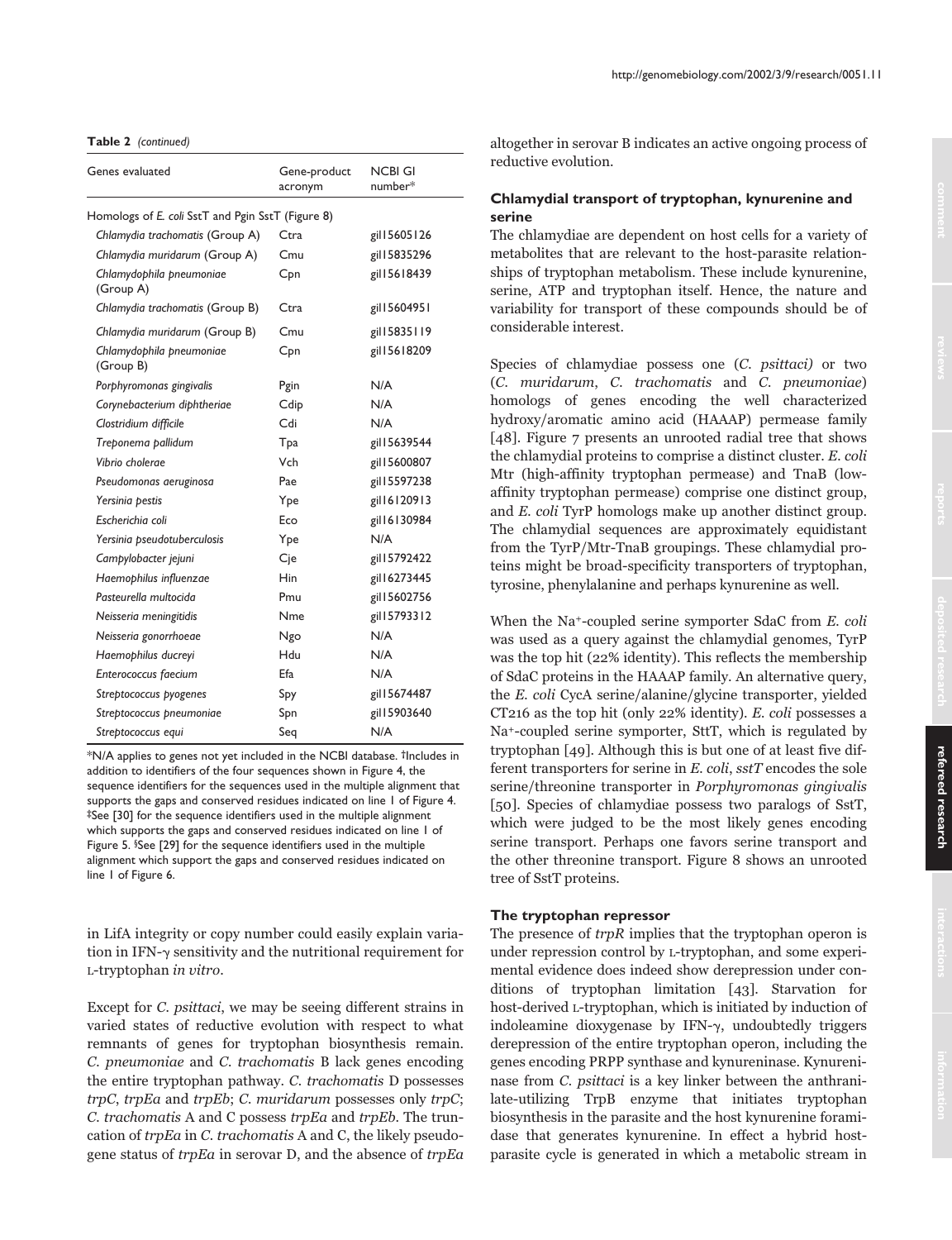**Table 2** *(continued)*

| Genes evaluated | Gene-product acronym | NCBI GI number* |
|---|---|---|
| Homologs of *E. coli* SstT and Pgin SstT (Figure 8) | | |
| *Chlamydia trachomatis* (Group A) | Ctra | gi\|15605126 |
| *Chlamydia muridarum* (Group A) | Cmu | gi\|15835296 |
| *Chlamydophila pneumoniae* (Group A) | Cpn | gi\|15618439 |
| *Chlamydia trachomatis* (Group B) | Ctra | gi\|15604951 |
| *Chlamydia muridarum* (Group B) | Cmu | gi\|15835119 |
| *Chlamydophila pneumoniae* (Group B) | Cpn | gi\|15618209 |
| *Porphyromonas gingivalis* | Pgin | N/A |
| *Corynebacterium diphtheriae* | Cdip | N/A |
| *Clostridium difficile* | Cdi | N/A |
| *Treponema pallidum* | Tpa | gi\|15639544 |
| *Vibrio cholerae* | Vch | gi\|15600807 |
| *Pseudomonas aeruginosa* | Pae | gi\|15597238 |
| *Yersinia pestis* | Ype | gi\|16120913 |
| *Escherichia coli* | Eco | gi\|16130984 |
| *Yersinia pseudotuberculosis* | Ype | N/A |
| *Campylobacter jejuni* | Cje | gi\|15792422 |
| *Haemophilus influenzae* | Hin | gi\|16273445 |
| *Pasteurella multocida* | Pmu | gi\|15602756 |
| *Neisseria meningitidis* | Nme | gi\|15793312 |
| *Neisseria gonorrhoeae* | Ngo | N/A |
| *Haemophilus ducreyi* | Hdu | N/A |
| *Enterococcus faecium* | Efa | N/A |
| *Streptococcus pyogenes* | Spy | gi\|15674487 |
| *Streptococcus pneumoniae* | Spn | gi\|15903640 |
| *Streptococcus equi* | Seq | N/A |

*N/A applies to genes not yet included in the NCBI database. †Includes in addition to identifiers of the four sequences shown in Figure 4, the sequence identifiers for the sequences used in the multiple alignment that supports the gaps and conserved residues indicated on line 1 of Figure 4. ‡See [30] for the sequence identifiers used in the multiple alignment which supports the gaps and conserved residues indicated on line 1 of Figure 5. §See [29] for the sequence identifiers used in the multiple alignment which support the gaps and conserved residues indicated on line 1 of Figure 6.

in LifA integrity or copy number could easily explain variation in IFN-γ sensitivity and the nutritional requirement for L-tryptophan *in vitro*.

Except for *C. psittaci*, we may be seeing different strains in varied states of reductive evolution with respect to what remnants of genes for tryptophan biosynthesis remain. *C. pneumoniae* and *C. trachomatis* B lack genes encoding the entire tryptophan pathway. *C. trachomatis* D possesses *trpC*, *trpEa* and *trpEb*; *C. muridarum* possesses only *trpC*; *C. trachomatis* A and C possess *trpEa* and *trpEb*. The truncation of *trpEa* in *C. trachomatis* A and C, the likely pseudogene status of *trpEa* in serovar D, and the absence of *trpEa* altogether in serovar B indicates an active ongoing process of reductive evolution.

### Chlamydial transport of tryptophan, kynurenine and serine

The chlamydiae are dependent on host cells for a variety of metabolites that are relevant to the host-parasite relationships of tryptophan metabolism. These include kynurenine, serine, ATP and tryptophan itself. Hence, the nature and variability for transport of these compounds should be of considerable interest.

Species of chlamydiae possess one (*C. psittaci)* or two (*C. muridarum*, *C. trachomatis* and *C. pneumoniae*) homologs of genes encoding the well characterized hydroxy/aromatic amino acid (HAAAP) permease family [48]. Figure 7 presents an unrooted radial tree that shows the chlamydial proteins to comprise a distinct cluster. *E. coli* Mtr (high-affinity tryptophan permease) and TnaB (low-affinity tryptophan permease) comprise one distinct group, and *E. coli* TyrP homologs make up another distinct group. The chlamydial sequences are approximately equidistant from the TyrP/Mtr-TnaB groupings. These chlamydial proteins might be broad-specificity transporters of tryptophan, tyrosine, phenylalanine and perhaps kynurenine as well.

When the $Na^+$-coupled serine symporter SdaC from *E. coli* was used as a query against the chlamydial genomes, TyrP was the top hit (22% identity). This reflects the membership of SdaC proteins in the HAAAP family. An alternative query, the *E. coli* CycA serine/alanine/glycine transporter, yielded CT216 as the top hit (only 22% identity). *E. coli* possesses a $Na^+$-coupled serine symporter, SttT, which is regulated by tryptophan [49]. Although this is but one of at least five different transporters for serine in *E. coli*, *sstT* encodes the sole serine/threonine transporter in *Porphyromonas gingivalis* [50]. Species of chlamydiae possess two paralogs of SstT, which were judged to be the most likely genes encoding serine transport. Perhaps one favors serine transport and the other threonine transport. Figure 8 shows an unrooted tree of SstT proteins.

### The tryptophan repressor

The presence of *trpR* implies that the tryptophan operon is under repression control by L-tryptophan, and some experimental evidence does indeed show derepression under conditions of tryptophan limitation [43]. Starvation for host-derived L-tryptophan, which is initiated by induction of indoleamine dioxygenase by IFN-γ, undoubtedly triggers derepression of the entire tryptophan operon, including the genes encoding PRPP synthase and kynureninase. Kynureninase from *C. psittaci* is a key linker between the anthranilate-utilizing TrpB enzyme that initiates tryptophan biosynthesis in the parasite and the host kynurenine formamidase that generates kynurenine. In effect a hybrid host-parasite cycle is generated in which a metabolic stream in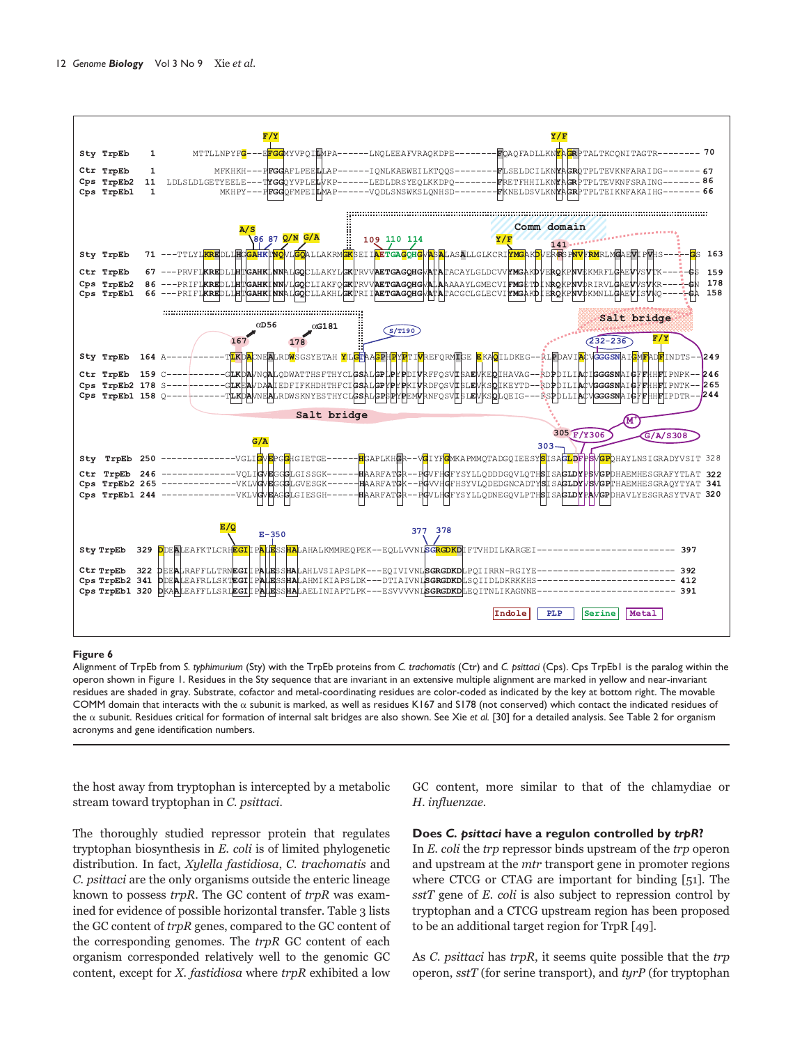**Figure 6**

Alignment of TrpEb from *S. typhimurium* (Sty) with the TrpEb proteins from *C. trachomatis* (Ctr) and *C. psittaci* (Cps). Cps TrpEb1 is the paralog within the operon shown in Figure 1. Residues in the Sty sequence that are invariant in an extensive multiple alignment are marked in yellow and near-invariant residues are shaded in gray. Substrate, cofactor and metal-coordinating residues are color-coded as indicated by the key at bottom right. The movable COMM domain that interacts with the α subunit is marked, as well as residues K167 and S178 (not conserved) which contact the indicated residues of the α subunit. Residues critical for formation of internal salt bridges are also shown. See Xie *et al.* [30] for a detailed analysis. See Table 2 for organism acronyms and gene identification numbers.

the host away from tryptophan is intercepted by a metabolic stream toward tryptophan in *C. psittaci*.

The thoroughly studied repressor protein that regulates tryptophan biosynthesis in *E. coli* is of limited phylogenetic distribution. In fact, *Xylella fastidiosa*, *C. trachomatis* and *C. psittaci* are the only organisms outside the enteric lineage known to possess *trpR*. The GC content of *trpR* was examined for evidence of possible horizontal transfer. Table 3 lists the GC content of *trpR* genes, compared to the GC content of the corresponding genomes. The *trpR* GC content of each organism corresponded relatively well to the genomic GC content, except for *X. fastidiosa* where *trpR* exhibited a low GC content, more similar to that of the chlamydiae or *H. influenzae*.

### Does *C. psittaci* have a regulon controlled by *trpR*?

In *E. coli* the *trp* repressor binds upstream of the *trp* operon and upstream at the *mtr* transport gene in promoter regions where CTCG or CTAG are important for binding [51]. The *sstT* gene of *E. coli* is also subject to repression control by tryptophan and a CTCG upstream region has been proposed to be an additional target region for TrpR [49].

As *C. psittaci* has *trpR*, it seems quite possible that the *trp* operon, *sstT* (for serine transport), and *tyrP* (for tryptophan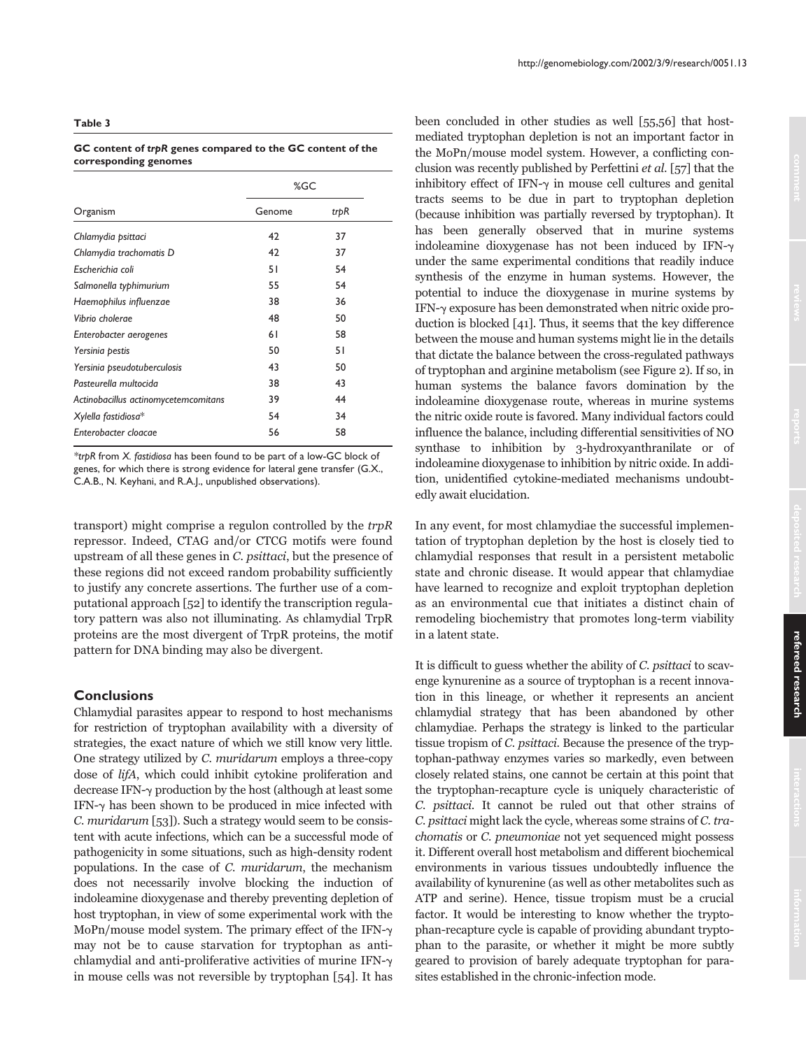**Table 3**

**GC content of *trpR* genes compared to the GC content of the corresponding genomes**

| Organism | %GC | |
|---|---|---|
| | Genome | *trpR* |
| *Chlamydia psittaci* | 42 | 37 |
| *Chlamydia trachomatis D* | 42 | 37 |
| *Escherichia coli* | 51 | 54 |
| *Salmonella typhimurium* | 55 | 54 |
| *Haemophilus influenzae* | 38 | 36 |
| *Vibrio cholerae* | 48 | 50 |
| *Enterobacter aerogenes* | 61 | 58 |
| *Yersinia pestis* | 50 | 51 |
| *Yersinia pseudotuberculosis* | 43 | 50 |
| *Pasteurella multocida* | 38 | 43 |
| *Actinobacillus actinomycetemcomitans* | 39 | 44 |
| *Xylella fastidiosa** | 54 | 34 |
| *Enterobacter cloacae* | 56 | 58 |

**trpR* from *X. fastidiosa* has been found to be part of a low-GC block of genes, for which there is strong evidence for lateral gene transfer (G.X., C.A.B., N. Keyhani, and R.A.J., unpublished observations).

transport) might comprise a regulon controlled by the *trpR* repressor. Indeed, CTAG and/or CTCG motifs were found upstream of all these genes in *C. psittaci*, but the presence of these regions did not exceed random probability sufficiently to justify any concrete assertions. The further use of a computational approach [52] to identify the transcription regulatory pattern was also not illuminating. As chlamydial TrpR proteins are the most divergent of TrpR proteins, the motif pattern for DNA binding may also be divergent.

## Conclusions

Chlamydial parasites appear to respond to host mechanisms for restriction of tryptophan availability with a diversity of strategies, the exact nature of which we still know very little. One strategy utilized by *C. muridarum* employs a three-copy dose of *lifA*, which could inhibit cytokine proliferation and decrease IFN-γ production by the host (although at least some IFN-γ has been shown to be produced in mice infected with *C. muridarum* [53]). Such a strategy would seem to be consistent with acute infections, which can be a successful mode of pathogenicity in some situations, such as high-density rodent populations. In the case of *C. muridarum*, the mechanism does not necessarily involve blocking the induction of indoleamine dioxygenase and thereby preventing depletion of host tryptophan, in view of some experimental work with the MoPn/mouse model system. The primary effect of the IFN-γ may not be to cause starvation for tryptophan as anti-chlamydial and anti-proliferative activities of murine IFN-γ in mouse cells was not reversible by tryptophan [54]. It has been concluded in other studies as well [55,56] that host-mediated tryptophan depletion is not an important factor in the MoPn/mouse model system. However, a conflicting conclusion was recently published by Perfettini *et al.* [57] that the inhibitory effect of IFN-γ in mouse cell cultures and genital tracts seems to be due in part to tryptophan depletion (because inhibition was partially reversed by tryptophan). It has been generally observed that in murine systems indoleamine dioxygenase has not been induced by IFN-γ under the same experimental conditions that readily induce synthesis of the enzyme in human systems. However, the potential to induce the dioxygenase in murine systems by IFN-γ exposure has been demonstrated when nitric oxide production is blocked [41]. Thus, it seems that the key difference between the mouse and human systems might lie in the details that dictate the balance between the cross-regulated pathways of tryptophan and arginine metabolism (see Figure 2). If so, in human systems the balance favors domination by the indoleamine dioxygenase route, whereas in murine systems the nitric oxide route is favored. Many individual factors could influence the balance, including differential sensitivities of NO synthase to inhibition by 3-hydroxyanthranilate or of indoleamine dioxygenase to inhibition by nitric oxide. In addition, unidentified cytokine-mediated mechanisms undoubtedly await elucidation.

In any event, for most chlamydiae the successful implementation of tryptophan depletion by the host is closely tied to chlamydial responses that result in a persistent metabolic state and chronic disease. It would appear that chlamydiae have learned to recognize and exploit tryptophan depletion as an environmental cue that initiates a distinct chain of remodeling biochemistry that promotes long-term viability in a latent state.

It is difficult to guess whether the ability of *C. psittaci* to scavenge kynurenine as a source of tryptophan is a recent innovation in this lineage, or whether it represents an ancient chlamydial strategy that has been abandoned by other chlamydiae. Perhaps the strategy is linked to the particular tissue tropism of *C. psittaci*. Because the presence of the tryptophan-pathway enzymes varies so markedly, even between closely related stains, one cannot be certain at this point that the tryptophan-recapture cycle is uniquely characteristic of *C. psittaci*. It cannot be ruled out that other strains of *C. psittaci* might lack the cycle, whereas some strains of *C. trachomatis* or *C. pneumoniae* not yet sequenced might possess it. Different overall host metabolism and different biochemical environments in various tissues undoubtedly influence the availability of kynurenine (as well as other metabolites such as ATP and serine). Hence, tissue tropism must be a crucial factor. It would be interesting to know whether the tryptophan-recapture cycle is capable of providing abundant tryptophan to the parasite, or whether it might be more subtly geared to provision of barely adequate tryptophan for parasites established in the chronic-infection mode.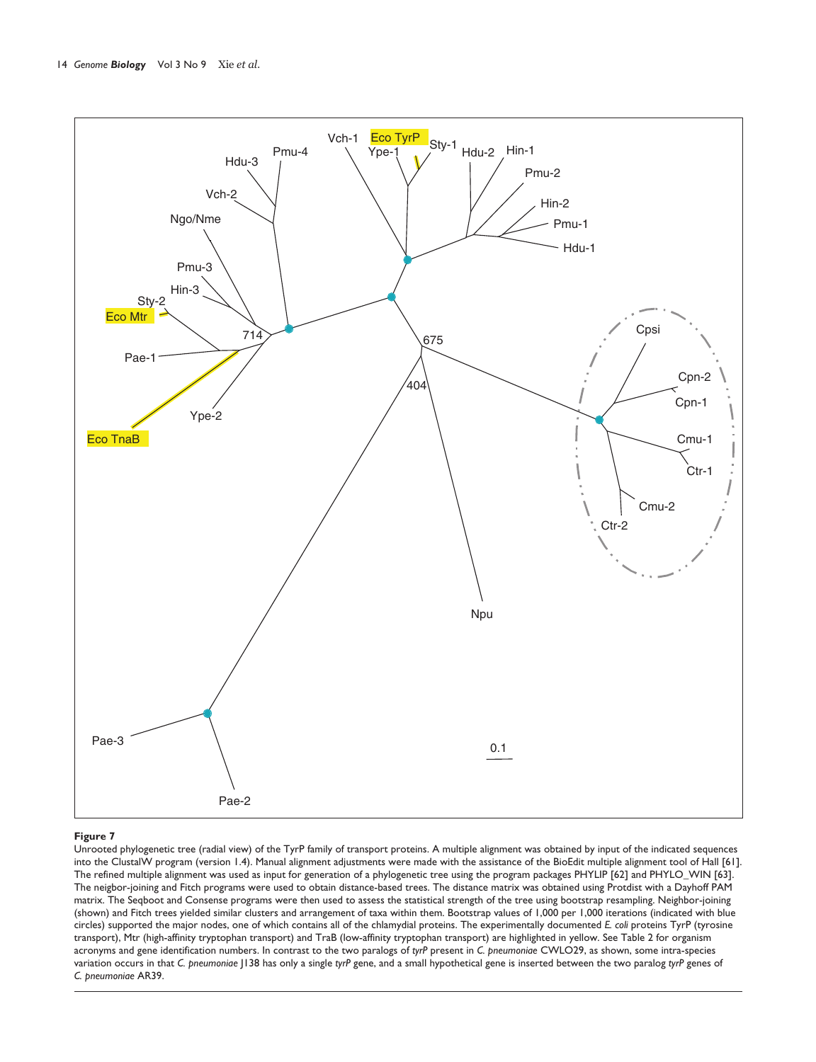**Figure 7**

Unrooted phylogenetic tree (radial view) of the TyrP family of transport proteins. A multiple alignment was obtained by input of the indicated sequences into the ClustalW program (version 1.4). Manual alignment adjustments were made with the assistance of the BioEdit multiple alignment tool of Hall [61]. The refined multiple alignment was used as input for generation of a phylogenetic tree using the program packages PHYLIP [62] and PHYLO_WIN [63]. The neigbor-joining and Fitch programs were used to obtain distance-based trees. The distance matrix was obtained using Protdist with a Dayhoff PAM matrix. The Seqboot and Consense programs were then used to assess the statistical strength of the tree using bootstrap resampling. Neighbor-joining (shown) and Fitch trees yielded similar clusters and arrangement of taxa within them. Bootstrap values of 1,000 per 1,000 iterations (indicated with blue circles) supported the major nodes, one of which contains all of the chlamydial proteins. The experimentally documented *E. coli* proteins TyrP (tyrosine transport), Mtr (high-affinity tryptophan transport) and TraB (low-affinity tryptophan transport) are highlighted in yellow. See Table 2 for organism acronyms and gene identification numbers. In contrast to the two paralogs of *tyrP* present in *C. pneumoniae* CWLO29, as shown, some intra-species variation occurs in that *C. pneumoniae* J138 has only a single *tyrP* gene, and a small hypothetical gene is inserted between the two paralog *tyrP* genes of *C. pneumoniae* AR39.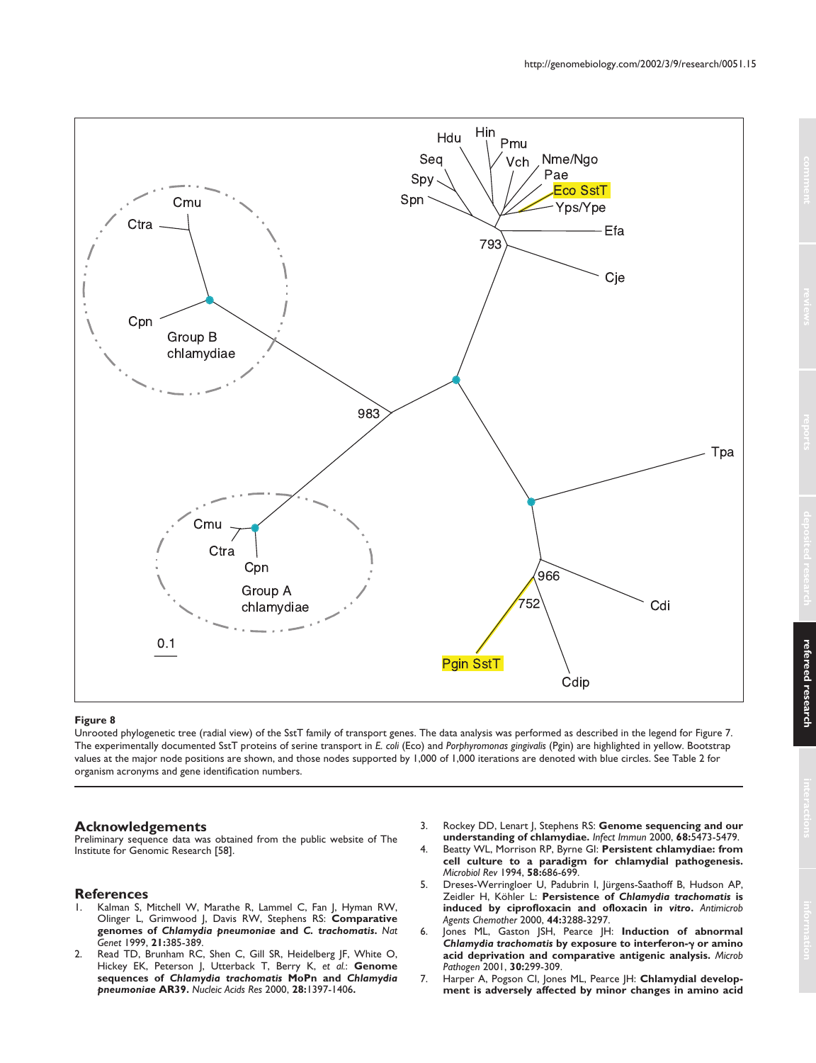**Figure 8**

Unrooted phylogenetic tree (radial view) of the SstT family of transport genes. The data analysis was performed as described in the legend for Figure 7. The experimentally documented SstT proteins of serine transport in *E. coli* (Eco) and *Porphyromonas gingivalis* (Pgin) are highlighted in yellow. Bootstrap values at the major node positions are shown, and those nodes supported by 1,000 of 1,000 iterations are denoted with blue circles. See Table 2 for organism acronyms and gene identification numbers.

## Acknowledgements

Preliminary sequence data was obtained from the public website of The Institute for Genomic Research [58].

## References

1. Kalman S, Mitchell W, Marathe R, Lammel C, Fan J, Hyman RW, Olinger L, Grimwood J, Davis RW, Stephens RS: **Comparative genomes of *Chlamydia pneumoniae* and *C. trachomatis*.** *Nat Genet* 1999, **21:**385-389.
2. Read TD, Brunham RC, Shen C, Gill SR, Heidelberg JF, White O, Hickey EK, Peterson J, Utterback T, Berry K, *et al.*: **Genome sequences of *Chlamydia trachomatis* MoPn and *Chlamydia pneumoniae* AR39.** *Nucleic Acids Res* 2000, **28:**1397-1406.
3. Rockey DD, Lenart J, Stephens RS: **Genome sequencing and our understanding of chlamydiae.** *Infect Immun* 2000, **68:**5473-5479.
4. Beatty WL, Morrison RP, Byrne GI: **Persistent chlamydiae: from cell culture to a paradigm for chlamydial pathogenesis.** *Microbiol Rev* 1994, **58:**686-699.
5. Dreses-Werringloer U, Padubrin I, Jürgens-Saathoff B, Hudson AP, Zeidler H, Köhler L: **Persistence of *Chlamydia trachomatis* is induced by ciprofloxacin and ofloxacin *in vitro*.** *Antimicrob Agents Chemother* 2000, **44:**3288-3297.
6. Jones ML, Gaston JSH, Pearce JH: **Induction of abnormal *Chlamydia trachomatis* by exposure to interferon-γ or amino acid deprivation and comparative antigenic analysis.** *Microb Pathogen* 2001, **30:**299-309.
7. Harper A, Pogson CI, Jones ML, Pearce JH: **Chlamydial development is adversely affected by minor changes in amino acid**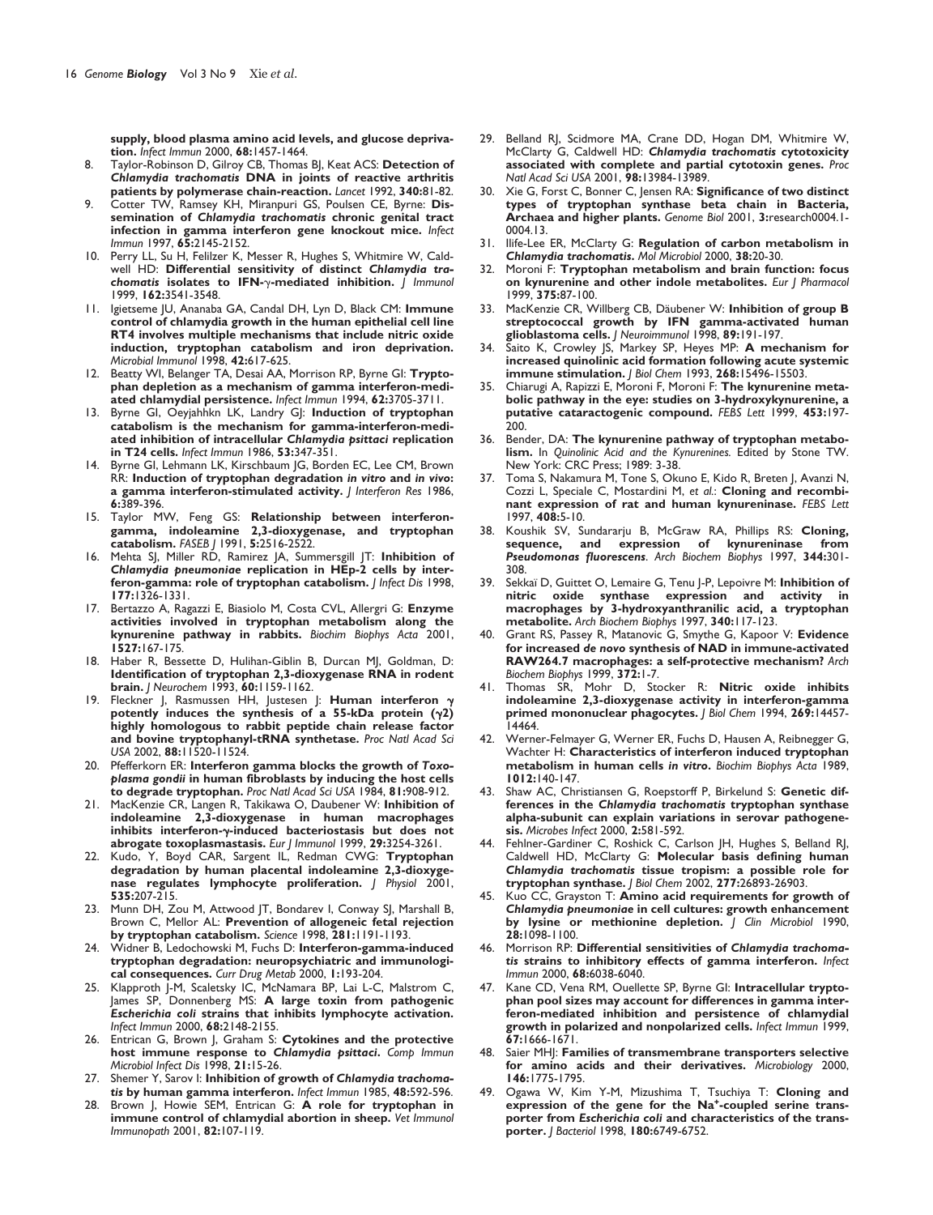**supply, blood plasma amino acid levels, and glucose deprivation.** *Infect Immun* 2000, **68:**1457-1464.

8. Taylor-Robinson D, Gilroy CB, Thomas BJ, Keat ACS: **Detection of *Chlamydia trachomatis* DNA in joints of reactive arthritis patients by polymerase chain-reaction.** *Lancet* 1992, **340:**81-82.
9. Cotter TW, Ramsey KH, Miranpuri GS, Poulsen CE, Byrne: **Dissemination of *Chlamydia trachomatis* chronic genital tract infection in gamma interferon gene knockout mice.** *Infect Immun* 1997, **65:**2145-2152.
10. Perry LL, Su H, Felilzer K, Messer R, Hughes S, Whitmire W, Caldwell HD: **Differential sensitivity of distinct *Chlamydia trachomatis* isolates to IFN-γ-mediated inhibition.** *J Immunol* 1999, **162:**3541-3548.
11. Igietseme JU, Ananaba GA, Candal DH, Lyn D, Black CM: **Immune control of chlamydia growth in the human epithelial cell line RT4 involves multiple mechanisms that include nitric oxide induction, tryptophan catabolism and iron deprivation.** *Microbial Immunol* 1998, **42:**617-625.
12. Beatty WI, Belanger TA, Desai AA, Morrison RP, Byrne GI: **Tryptophan depletion as a mechanism of gamma interferon-mediated chlamydial persistence.** *Infect Immun* 1994, **62:**3705-3711.
13. Byrne GI, Oeyjahhkn LK, Landry GJ: **Induction of tryptophan catabolism is the mechanism for gamma-interferon-mediated inhibition of intracellular *Chlamydia psittaci* replication in T24 cells.** *Infect Immun* 1986, **53:**347-351.
14. Byrne GI, Lehmann LK, Kirschbaum JG, Borden EC, Lee CM, Brown RR: **Induction of tryptophan degradation *in vitro* and *in vivo*: a gamma interferon-stimulated activity.** *J Interferon Res* 1986, **6:**389-396.
15. Taylor MW, Feng GS: **Relationship between interferon-gamma, indoleamine 2,3-dioxygenase, and tryptophan catabolism.** *FASEB J* 1991, **5:**2516-2522.
16. Mehta SJ, Miller RD, Ramirez JA, Summersgill JT: **Inhibition of *Chlamydia pneumoniae* replication in HEp-2 cells by interferon-gamma: role of tryptophan catabolism.** *J Infect Dis* 1998, **177:**1326-1331.
17. Bertazzo A, Ragazzi E, Biasiolo M, Costa CVL, Allergri G: **Enzyme activities involved in tryptophan metabolism along the kynurenine pathway in rabbits.** *Biochim Biophys Acta* 2001, **1527:**167-175.
18. Haber R, Bessette D, Hulihan-Giblin B, Durcan MJ, Goldman, D: **Identification of tryptophan 2,3-dioxygenase RNA in rodent brain.** *J Neurochem* 1993, **60:**1159-1162.
19. Fleckner J, Rasmussen HH, Justesen J: **Human interferon γ potently induces the synthesis of a 55-kDa protein (γ2) highly homologous to rabbit peptide chain release factor and bovine tryptophanyl-tRNA synthetase.** *Proc Natl Acad Sci USA* 2002, **88:**11520-11524.
20. Pfefferkorn ER: **Interferon gamma blocks the growth of *Toxoplasma gondii* in human fibroblasts by inducing the host cells to degrade tryptophan.** *Proc Natl Acad Sci USA* 1984, **81:**908-912.
21. MacKenzie CR, Langen R, Takikawa O, Daubener W: **Inhibition of indoleamine 2,3-dioxygenase in human macrophages inhibits interferon-γ-induced bacteriostasis but does not abrogate toxoplasmastasis.** *Eur J Immunol* 1999, **29:**3254-3261.
22. Kudo, Y, Boyd CAR, Sargent IL, Redman CWG: **Tryptophan degradation by human placental indoleamine 2,3-dioxygenase regulates lymphocyte proliferation.** *J Physiol* 2001, **535:**207-215.
23. Munn DH, Zou M, Attwood JT, Bondarev I, Conway SJ, Marshall B, Brown C, Mellor AL: **Prevention of allogeneic fetal rejection by tryptophan catabolism.** *Science* 1998, **281:**1191-1193.
24. Widner B, Ledochowski M, Fuchs D: **Interferon-gamma-induced tryptophan degradation: neuropsychiatric and immunological consequences.** *Curr Drug Metab* 2000, **1:**193-204.
25. Klapproth J-M, Scaletsky IC, McNamara BP, Lai L-C, Malstrom C, James SP, Donnenberg MS: **A large toxin from pathogenic *Escherichia coli* strains that inhibits lymphocyte activation.** *Infect Immun* 2000, **68:**2148-2155.
26. Entrican G, Brown J, Graham S: **Cytokines and the protective host immune response to *Chlamydia psittaci*.** *Comp Immun Microbiol Infect Dis* 1998, **21:**15-26.
27. Shemer Y, Sarov I: **Inhibition of growth of *Chlamydia trachomatis* by human gamma interferon.** *Infect Immun* 1985, **48:**592-596.
28. Brown J, Howie SEM, Entrican G: **A role for tryptophan in immune control of chlamydial abortion in sheep.** *Vet Immunol Immunopath* 2001, **82:**107-119.
29. Belland RJ, Scidmore MA, Crane DD, Hogan DM, Whitmire W, McClarty G, Caldwell HD: ***Chlamydia trachomatis* cytotoxicity associated with complete and partial cytotoxin genes.** *Proc Natl Acad Sci USA* 2001, **98:**13984-13989.
30. Xie G, Forst C, Bonner C, Jensen RA: **Significance of two distinct types of tryptophan synthase beta chain in Bacteria, Archaea and higher plants.** *Genome Biol* 2001, **3:**research0004.1-0004.13.
31. Ilife-Lee ER, McClarty G: **Regulation of carbon metabolism in *Chlamydia trachomatis*.** *Mol Microbiol* 2000, **38:**20-30.
32. Moroni F: **Tryptophan metabolism and brain function: focus on kynurenine and other indole metabolites.** *Eur J Pharmacol* 1999, **375:**87-100.
33. MacKenzie CR, Willberg CB, Däubener W: **Inhibition of group B streptococcal growth by IFN gamma-activated human glioblastoma cells.** *J Neuroimmunol* 1998, **89:**191-197.
34. Saito K, Crowley JS, Markey SP, Heyes MP: **A mechanism for increased quinolinic acid formation following acute systemic immune stimulation.** *J Biol Chem* 1993, **268:**15496-15503.
35. Chiarugi A, Rapizzi E, Moroni F, Moroni F: **The kynurenine metabolic pathway in the eye: studies on 3-hydroxykynurenine, a putative cataractogenic compound.** *FEBS Lett* 1999, **453:**197-200.
36. Bender, DA: **The kynurenine pathway of tryptophan metabolism.** In *Quinolinic Acid and the Kynurenines.* Edited by Stone TW. New York: CRC Press; 1989: 3-38.
37. Toma S, Nakamura M, Tone S, Okuno E, Kido R, Breten J, Avanzi N, Cozzi L, Speciale C, Mostardini M, *et al.*: **Cloning and recombinant expression of rat and human kynureninase.** *FEBS Lett* 1997, **408:**5-10.
38. Koushik SV, Sundararju B, McGraw RA, Phillips RS: **Cloning, sequence, and expression of kynureninase from *Pseudomonas fluorescens*.** *Arch Biochem Biophys* 1997, **344:**301-308.
39. Sekkaï D, Guittet O, Lemaire G, Tenu J-P, Lepoivre M: **Inhibition of nitric oxide synthase expression and activity in macrophages by 3-hydroxyanthranilic acid, a tryptophan metabolite.** *Arch Biochem Biophys* 1997, **340:**117-123.
40. Grant RS, Passey R, Matanovic G, Smythe G, Kapoor V: **Evidence for increased *de novo* synthesis of NAD in immune-activated RAW264.7 macrophages: a self-protective mechanism?** *Arch Biochem Biophys* 1999, **372:**1-7.
41. Thomas SR, Mohr D, Stocker R: **Nitric oxide inhibits indoleamine 2,3-dioxygenase activity in interferon-gamma primed mononuclear phagocytes.** *J Biol Chem* 1994, **269:**14457-14464.
42. Werner-Felmayer G, Werner ER, Fuchs D, Hausen A, Reibnegger G, Wachter H: **Characteristics of interferon induced tryptophan metabolism in human cells *in vitro*.** *Biochim Biophys Acta* 1989, **1012:**140-147.
43. Shaw AC, Christiansen G, Roepstorff P, Birkelund S: **Genetic differences in the *Chlamydia trachomatis* tryptophan synthase alpha-subunit can explain variations in serovar pathogenesis.** *Microbes Infect* 2000, **2:**581-592.
44. Fehlner-Gardiner C, Roshick C, Carlson JH, Hughes S, Belland RJ, Caldwell HD, McClarty G: **Molecular basis defining human *Chlamydia trachomatis* tissue tropism: a possible role for tryptophan synthase.** *J Biol Chem* 2002, **277:**26893-26903.
45. Kuo CC, Grayston T: **Amino acid requirements for growth of *Chlamydia pneumoniae* in cell cultures: growth enhancement by lysine or methionine depletion.** *J Clin Microbiol* 1990, **28:**1098-1100.
46. Morrison RP: **Differential sensitivities of *Chlamydia trachomatis* strains to inhibitory effects of gamma interferon.** *Infect Immun* 2000, **68:**6038-6040.
47. Kane CD, Vena RM, Ouellette SP, Byrne GI: **Intracellular tryptophan pool sizes may account for differences in gamma interferon-mediated inhibition and persistence of chlamydial growth in polarized and nonpolarized cells.** *Infect Immun* 1999, **67:**1666-1671.
48. Saier MHJ: **Families of transmembrane transporters selective for amino acids and their derivatives.** *Microbiology* 2000, **146:**1775-1795.
49. Ogawa W, Kim Y-M, Mizushima T, Tsuchiya T: **Cloning and expression of the gene for the $Na^{+}$-coupled serine transporter from *Escherichia coli* and characteristics of the transporter.** *J Bacteriol* 1998, **180:**6749-6752.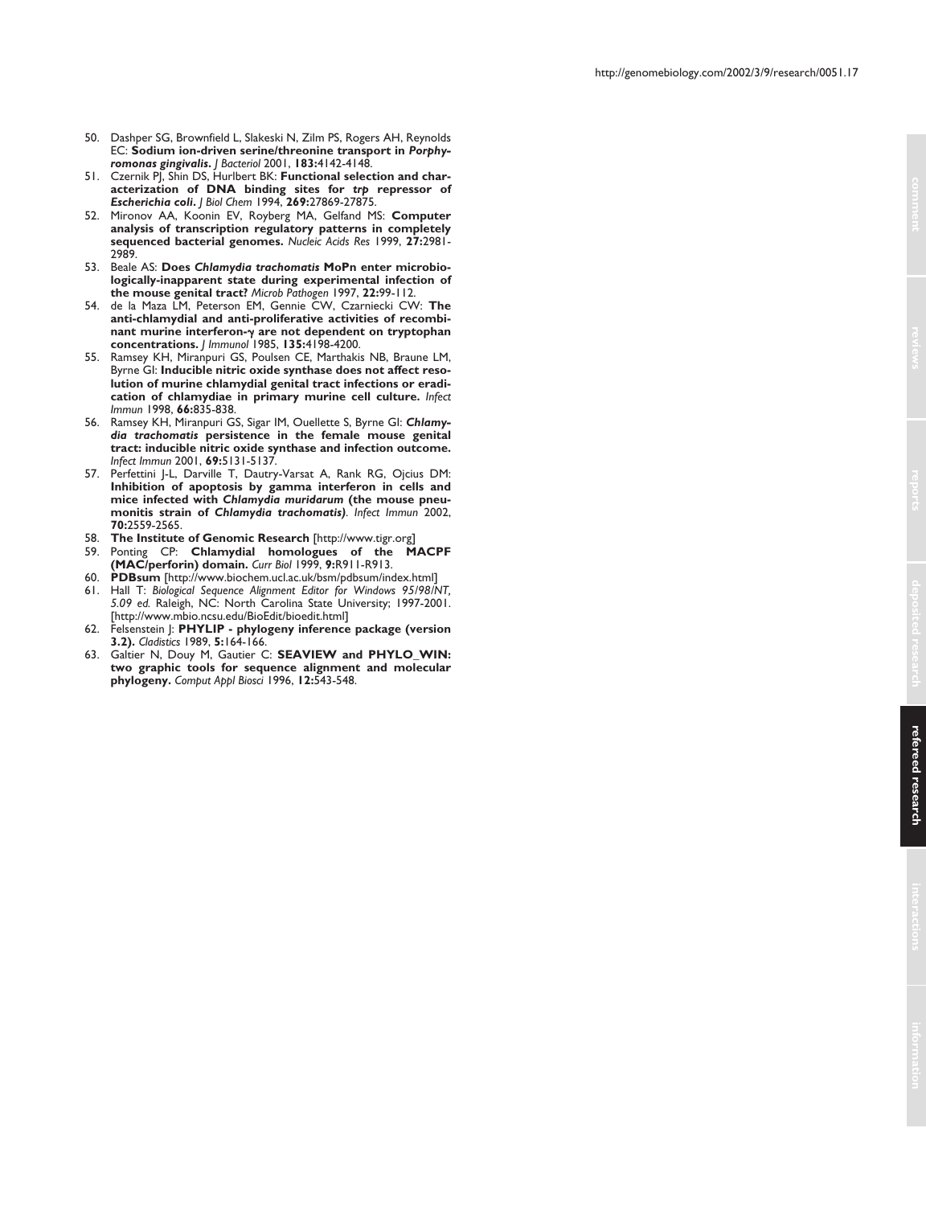50. Dashper SG, Brownfield L, Slakeski N, Zilm PS, Rogers AH, Reynolds EC: **Sodium ion-driven serine/threonine transport in *Porphyromonas gingivalis*.** *J Bacteriol* 2001, **183:**4142-4148.
51. Czernik PJ, Shin DS, Hurlbert BK: **Functional selection and characterization of DNA binding sites for *trp* repressor of *Escherichia coli*.** *J Biol Chem* 1994, **269:**27869-27875.
52. Mironov AA, Koonin EV, Royberg MA, Gelfand MS: **Computer analysis of transcription regulatory patterns in completely sequenced bacterial genomes.** *Nucleic Acids Res* 1999, **27:**2981-2989.
53. Beale AS: **Does *Chlamydia trachomatis* MoPn enter microbiologically-inapparent state during experimental infection of the mouse genital tract?** *Microb Pathogen* 1997, **22:**99-112.
54. de la Maza LM, Peterson EM, Gennie CW, Czarniecki CW: **The anti-chlamydial and anti-proliferative activities of recombinant murine interferon-γ are not dependent on tryptophan concentrations.** *J Immunol* 1985, **135:**4198-4200.
55. Ramsey KH, Miranpuri GS, Poulsen CE, Marthakis NB, Braune LM, Byrne GI: **Inducible nitric oxide synthase does not affect resolution of murine chlamydial genital tract infections or eradication of chlamydiae in primary murine cell culture.** *Infect Immun* 1998, **66:**835-838.
56. Ramsey KH, Miranpuri GS, Sigar IM, Ouellette S, Byrne GI: ***Chlamydia trachomatis* persistence in the female mouse genital tract: inducible nitric oxide synthase and infection outcome.** *Infect Immun* 2001, **69:**5131-5137.
57. Perfettini J-L, Darville T, Dautry-Varsat A, Rank RG, Ojcius DM: **Inhibition of apoptosis by gamma interferon in cells and mice infected with *Chlamydia muridarum* (the mouse pneumonitis strain of *Chlamydia trachomatis*)**. *Infect Immun* 2002, **70:**2559-2565.
58. **The Institute of Genomic Research** [http://www.tigr.org]
59. Ponting CP: **Chlamydial homologues of the MACPF (MAC/perforin) domain.** *Curr Biol* 1999, **9:**R911-R913.
60. **PDBsum** [http://www.biochem.ucl.ac.uk/bsm/pdbsum/index.html]
61. Hall T: *Biological Sequence Alignment Editor for Windows 95/98/NT, 5.09 ed.* Raleigh, NC: North Carolina State University; 1997-2001. [http://www.mbio.ncsu.edu/BioEdit/bioedit.html]
62. Felsenstein J: **PHYLIP - phylogeny inference package (version 3.2).** *Cladistics* 1989, **5:**164-166.
63. Galtier N, Douy M, Gautier C: **SEAVIEW and PHYLO_WIN: two graphic tools for sequence alignment and molecular phylogeny.** *Comput Appl Biosci* 1996, **12:**543-548.